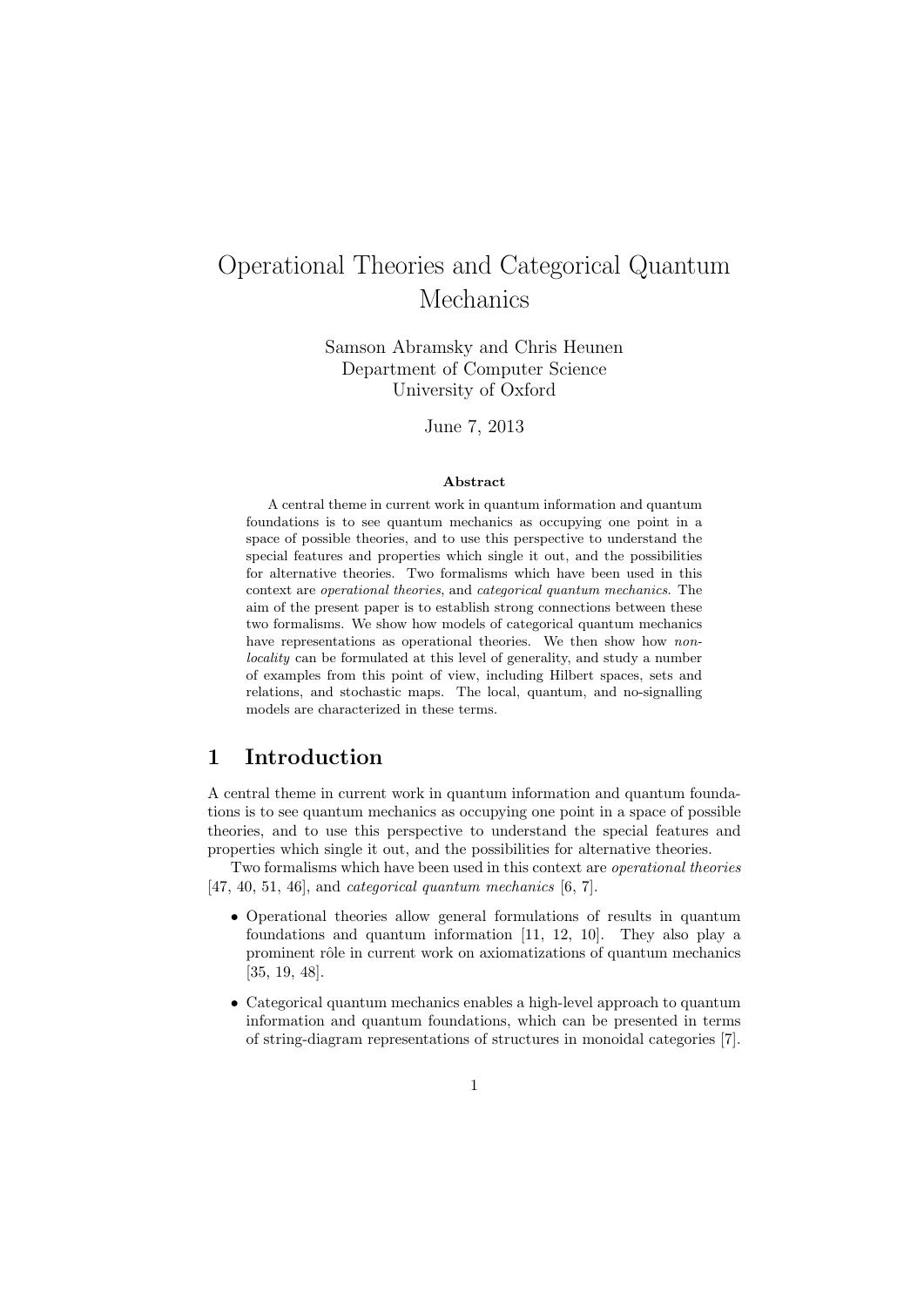# Operational Theories and Categorical Quantum Mechanics

Samson Abramsky and Chris Heunen
Department of Computer Science
University of Oxford

June 7, 2013

**Abstract**

A central theme in current work in quantum information and quantum foundations is to see quantum mechanics as occupying one point in a space of possible theories, and to use this perspective to understand the special features and properties which single it out, and the possibilities for alternative theories. Two formalisms which have been used in this context are *operational theories*, and *categorical quantum mechanics*. The aim of the present paper is to establish strong connections between these two formalisms. We show how models of categorical quantum mechanics have representations as operational theories. We then show how *non-locality* can be formulated at this level of generality, and study a number of examples from this point of view, including Hilbert spaces, sets and relations, and stochastic maps. The local, quantum, and no-signalling models are characterized in these terms.

## 1 Introduction

A central theme in current work in quantum information and quantum foundations is to see quantum mechanics as occupying one point in a space of possible theories, and to use this perspective to understand the special features and properties which single it out, and the possibilities for alternative theories.

Two formalisms which have been used in this context are *operational theories* [47, 40, 51, 46], and *categorical quantum mechanics* [6, 7].

- Operational theories allow general formulations of results in quantum foundations and quantum information [11, 12, 10]. They also play a prominent rôle in current work on axiomatizations of quantum mechanics [35, 19, 48].
- Categorical quantum mechanics enables a high-level approach to quantum information and quantum foundations, which can be presented in terms of string-diagram representations of structures in monoidal categories [7].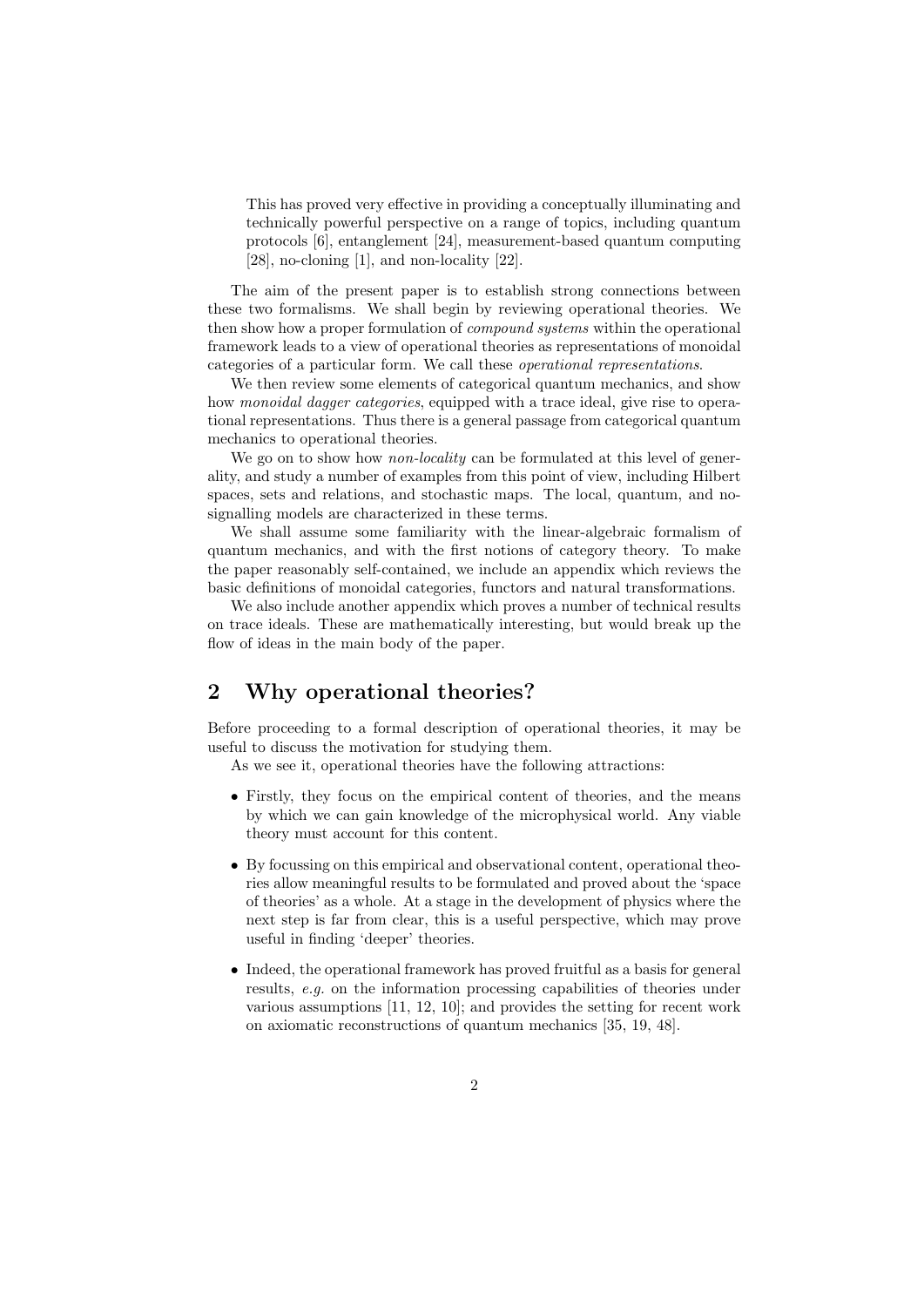This has proved very effective in providing a conceptually illuminating and technically powerful perspective on a range of topics, including quantum protocols [6], entanglement [24], measurement-based quantum computing [28], no-cloning [1], and non-locality [22].

The aim of the present paper is to establish strong connections between these two formalisms. We shall begin by reviewing operational theories. We then show how a proper formulation of *compound systems* within the operational framework leads to a view of operational theories as representations of monoidal categories of a particular form. We call these *operational representations*.

We then review some elements of categorical quantum mechanics, and show how *monoidal dagger categories*, equipped with a trace ideal, give rise to operational representations. Thus there is a general passage from categorical quantum mechanics to operational theories.

We go on to show how *non-locality* can be formulated at this level of generality, and study a number of examples from this point of view, including Hilbert spaces, sets and relations, and stochastic maps. The local, quantum, and no-signalling models are characterized in these terms.

We shall assume some familiarity with the linear-algebraic formalism of quantum mechanics, and with the first notions of category theory. To make the paper reasonably self-contained, we include an appendix which reviews the basic definitions of monoidal categories, functors and natural transformations.

We also include another appendix which proves a number of technical results on trace ideals. These are mathematically interesting, but would break up the flow of ideas in the main body of the paper.

## 2 Why operational theories?

Before proceeding to a formal description of operational theories, it may be useful to discuss the motivation for studying them.

As we see it, operational theories have the following attractions:

- Firstly, they focus on the empirical content of theories, and the means by which we can gain knowledge of the microphysical world. Any viable theory must account for this content.
- By focussing on this empirical and observational content, operational theories allow meaningful results to be formulated and proved about the 'space of theories' as a whole. At a stage in the development of physics where the next step is far from clear, this is a useful perspective, which may prove useful in finding 'deeper' theories.
- Indeed, the operational framework has proved fruitful as a basis for general results, *e.g.* on the information processing capabilities of theories under various assumptions [11, 12, 10]; and provides the setting for recent work on axiomatic reconstructions of quantum mechanics [35, 19, 48].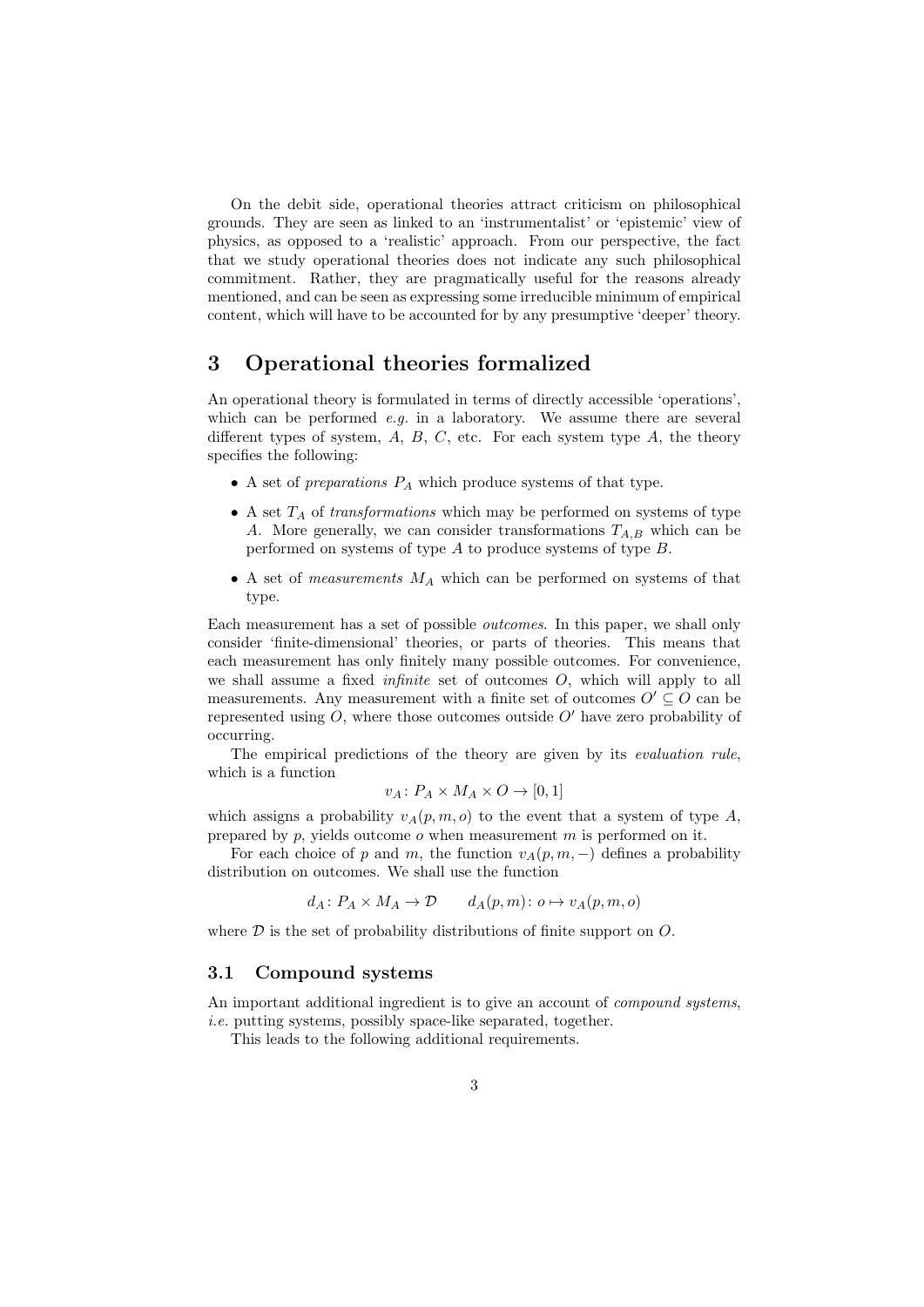On the debit side, operational theories attract criticism on philosophical grounds. They are seen as linked to an 'instrumentalist' or 'epistemic' view of physics, as opposed to a 'realistic' approach. From our perspective, the fact that we study operational theories does not indicate any such philosophical commitment. Rather, they are pragmatically useful for the reasons already mentioned, and can be seen as expressing some irreducible minimum of empirical content, which will have to be accounted for by any presumptive 'deeper' theory.

# 3 Operational theories formalized

An operational theory is formulated in terms of directly accessible 'operations', which can be performed *e.g.* in a laboratory. We assume there are several different types of system, $A$, $B$, $C$, etc. For each system type $A$, the theory specifies the following:

- A set of *preparations* $P_A$ which produce systems of that type.
- A set $T_A$ of *transformations* which may be performed on systems of type $A$. More generally, we can consider transformations $T_{A,B}$ which can be performed on systems of type $A$ to produce systems of type $B$.
- A set of *measurements* $M_A$ which can be performed on systems of that type.

Each measurement has a set of possible *outcomes*. In this paper, we shall only consider 'finite-dimensional' theories, or parts of theories. This means that each measurement has only finitely many possible outcomes. For convenience, we shall assume a fixed *infinite* set of outcomes $O$, which will apply to all measurements. Any measurement with a finite set of outcomes $O' \subseteq O$ can be represented using $O$, where those outcomes outside $O'$ have zero probability of occurring.

The empirical predictions of the theory are given by its *evaluation rule*, which is a function

$$v_A \colon P_A \times M_A \times O \to [0, 1]$$

which assigns a probability $v_A(p, m, o)$ to the event that a system of type $A$, prepared by $p$, yields outcome $o$ when measurement $m$ is performed on it.

For each choice of $p$ and $m$, the function $v_A(p, m, -)$ defines a probability distribution on outcomes. We shall use the function

$$d_A \colon P_A \times M_A \to \mathcal{D} \qquad d_A(p, m) \colon o \mapsto v_A(p, m, o)$$

where $\mathcal{D}$ is the set of probability distributions of finite support on $O$.

## 3.1 Compound systems

An important additional ingredient is to give an account of *compound systems*, *i.e.* putting systems, possibly space-like separated, together.

This leads to the following additional requirements.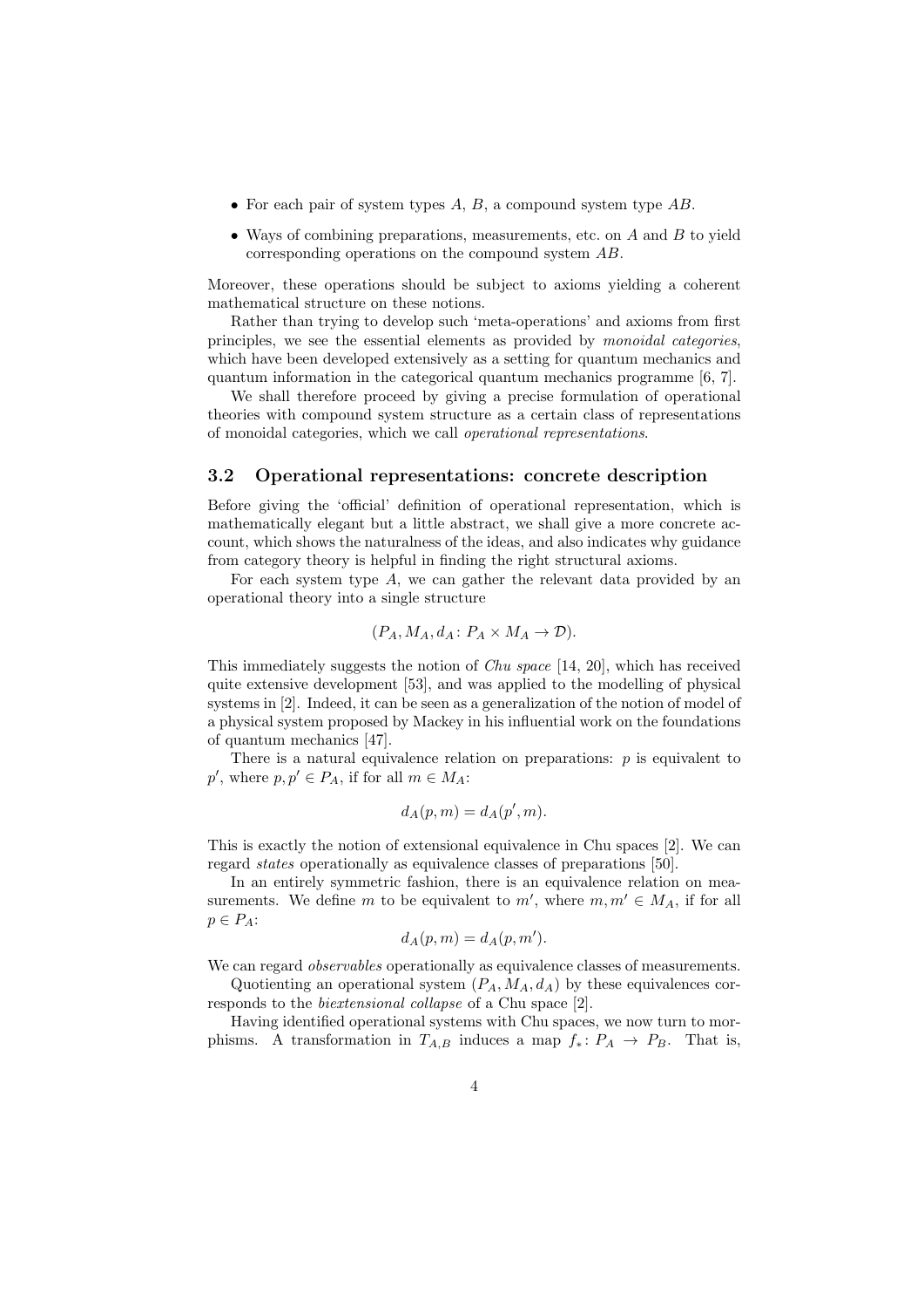- For each pair of system types $A$, $B$, a compound system type $AB$.
- Ways of combining preparations, measurements, etc. on $A$ and $B$ to yield corresponding operations on the compound system $AB$.

Moreover, these operations should be subject to axioms yielding a coherent mathematical structure on these notions.

Rather than trying to develop such 'meta-operations' and axioms from first principles, we see the essential elements as provided by *monoidal categories*, which have been developed extensively as a setting for quantum mechanics and quantum information in the categorical quantum mechanics programme [6, 7].

We shall therefore proceed by giving a precise formulation of operational theories with compound system structure as a certain class of representations of monoidal categories, which we call *operational representations*.

### 3.2 Operational representations: concrete description

Before giving the 'official' definition of operational representation, which is mathematically elegant but a little abstract, we shall give a more concrete account, which shows the naturalness of the ideas, and also indicates why guidance from category theory is helpful in finding the right structural axioms.

For each system type $A$, we can gather the relevant data provided by an operational theory into a single structure

$$(P_A, M_A, d_A \colon P_A \times M_A \to \mathcal{D}).$$

This immediately suggests the notion of *Chu space* [14, 20], which has received quite extensive development [53], and was applied to the modelling of physical systems in [2]. Indeed, it can be seen as a generalization of the notion of model of a physical system proposed by Mackey in his influential work on the foundations of quantum mechanics [47].

There is a natural equivalence relation on preparations: $p$ is equivalent to $p'$, where $p, p' \in P_A$, if for all $m \in M_A$:

$$d_A(p, m) = d_A(p', m).$$

This is exactly the notion of extensional equivalence in Chu spaces [2]. We can regard *states* operationally as equivalence classes of preparations [50].

In an entirely symmetric fashion, there is an equivalence relation on measurements. We define $m$ to be equivalent to $m'$, where $m, m' \in M_A$, if for all $p \in P_A$:

$$d_A(p, m) = d_A(p, m').$$

We can regard *observables* operationally as equivalence classes of measurements.

Quotienting an operational system $(P_A, M_A, d_A)$ by these equivalences corresponds to the *biextensional collapse* of a Chu space [2].

Having identified operational systems with Chu spaces, we now turn to morphisms. A transformation in $T_{A,B}$ induces a map $f_* \colon P_A \to P_B$. That is,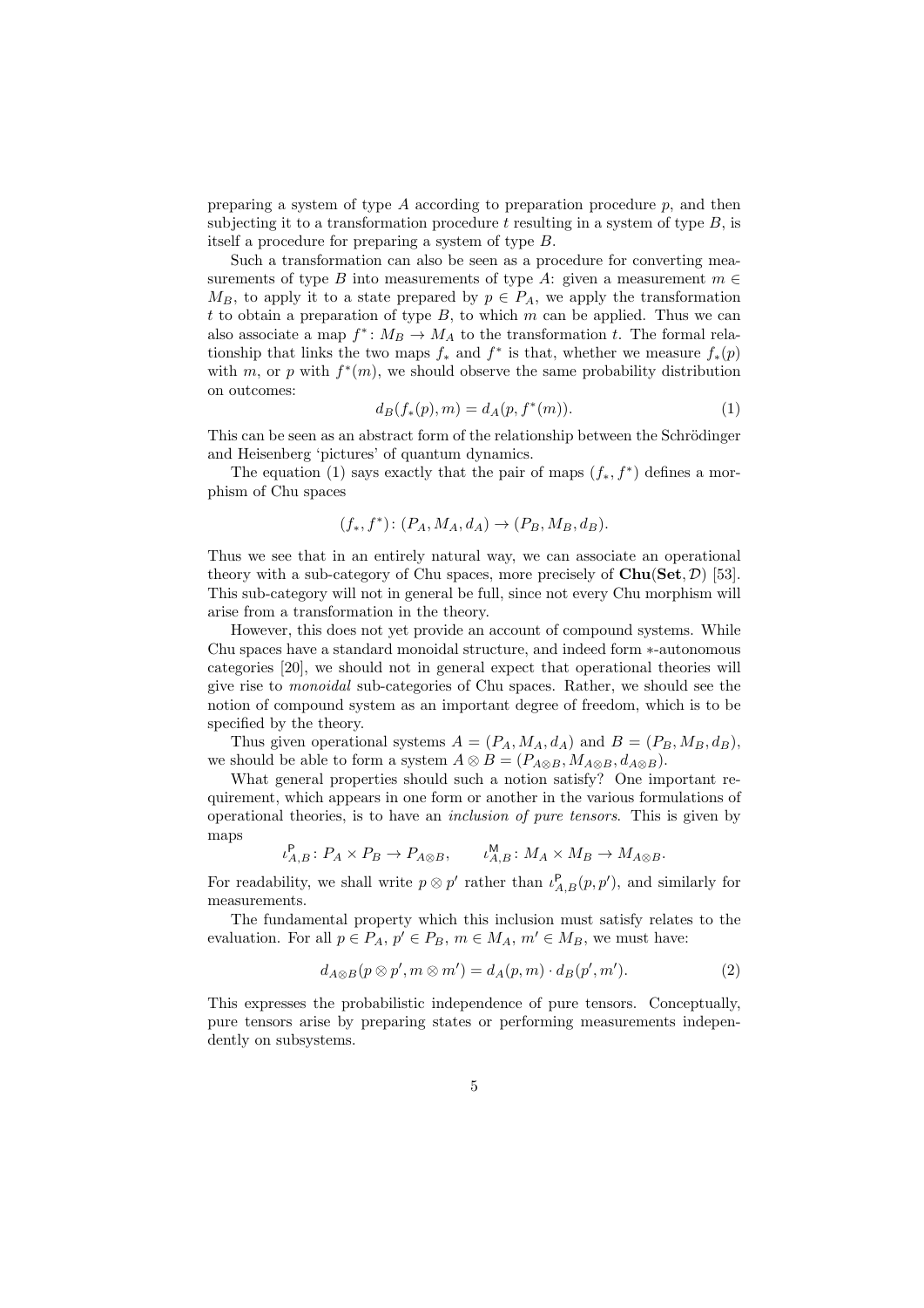preparing a system of type $A$ according to preparation procedure $p$, and then subjecting it to a transformation procedure $t$ resulting in a system of type $B$, is itself a procedure for preparing a system of type $B$.

Such a transformation can also be seen as a procedure for converting measurements of type $B$ into measurements of type $A$: given a measurement $m \in M_B$, to apply it to a state prepared by $p \in P_A$, we apply the transformation $t$ to obtain a preparation of type $B$, to which $m$ can be applied. Thus we can also associate a map $f^* \colon M_B \to M_A$ to the transformation $t$. The formal relationship that links the two maps $f_*$ and $f^*$ is that, whether we measure $f_*(p)$ with $m$, or $p$ with $f^*(m)$, we should observe the same probability distribution on outcomes:

$$d_B(f_*(p), m) = d_A(p, f^*(m)). \tag{1}$$

This can be seen as an abstract form of the relationship between the Schrödinger and Heisenberg 'pictures' of quantum dynamics.

The equation (1) says exactly that the pair of maps $(f_*, f^*)$ defines a morphism of Chu spaces

$$(f_*, f^*) \colon (P_A, M_A, d_A) \to (P_B, M_B, d_B).$$

Thus we see that in an entirely natural way, we can associate an operational theory with a sub-category of Chu spaces, more precisely of $\mathbf{Chu}(\mathbf{Set}, \mathcal{D})$ [53]. This sub-category will not in general be full, since not every Chu morphism will arise from a transformation in the theory.

However, this does not yet provide an account of compound systems. While Chu spaces have a standard monoidal structure, and indeed form $*$-autonomous categories [20], we should not in general expect that operational theories will give rise to *monoidal* sub-categories of Chu spaces. Rather, we should see the notion of compound system as an important degree of freedom, which is to be specified by the theory.

Thus given operational systems $A = (P_A, M_A, d_A)$ and $B = (P_B, M_B, d_B)$, we should be able to form a system $A \otimes B = (P_{A\otimes B}, M_{A\otimes B}, d_{A\otimes B})$.

What general properties should such a notion satisfy? One important requirement, which appears in one form or another in the various formulations of operational theories, is to have an *inclusion of pure tensors*. This is given by maps

$$\iota^{\mathsf{P}}_{A,B} \colon P_A \times P_B \to P_{A\otimes B}, \qquad \iota^{\mathsf{M}}_{A,B} \colon M_A \times M_B \to M_{A\otimes B}.$$

For readability, we shall write $p \otimes p'$ rather than $\iota^{\mathsf{P}}_{A,B}(p, p')$, and similarly for measurements.

The fundamental property which this inclusion must satisfy relates to the evaluation. For all $p \in P_A$, $p' \in P_B$, $m \in M_A$, $m' \in M_B$, we must have:

$$d_{A\otimes B}(p \otimes p', m \otimes m') = d_A(p, m) \cdot d_B(p', m'). \tag{2}$$

This expresses the probabilistic independence of pure tensors. Conceptually, pure tensors arise by preparing states or performing measurements independently on subsystems.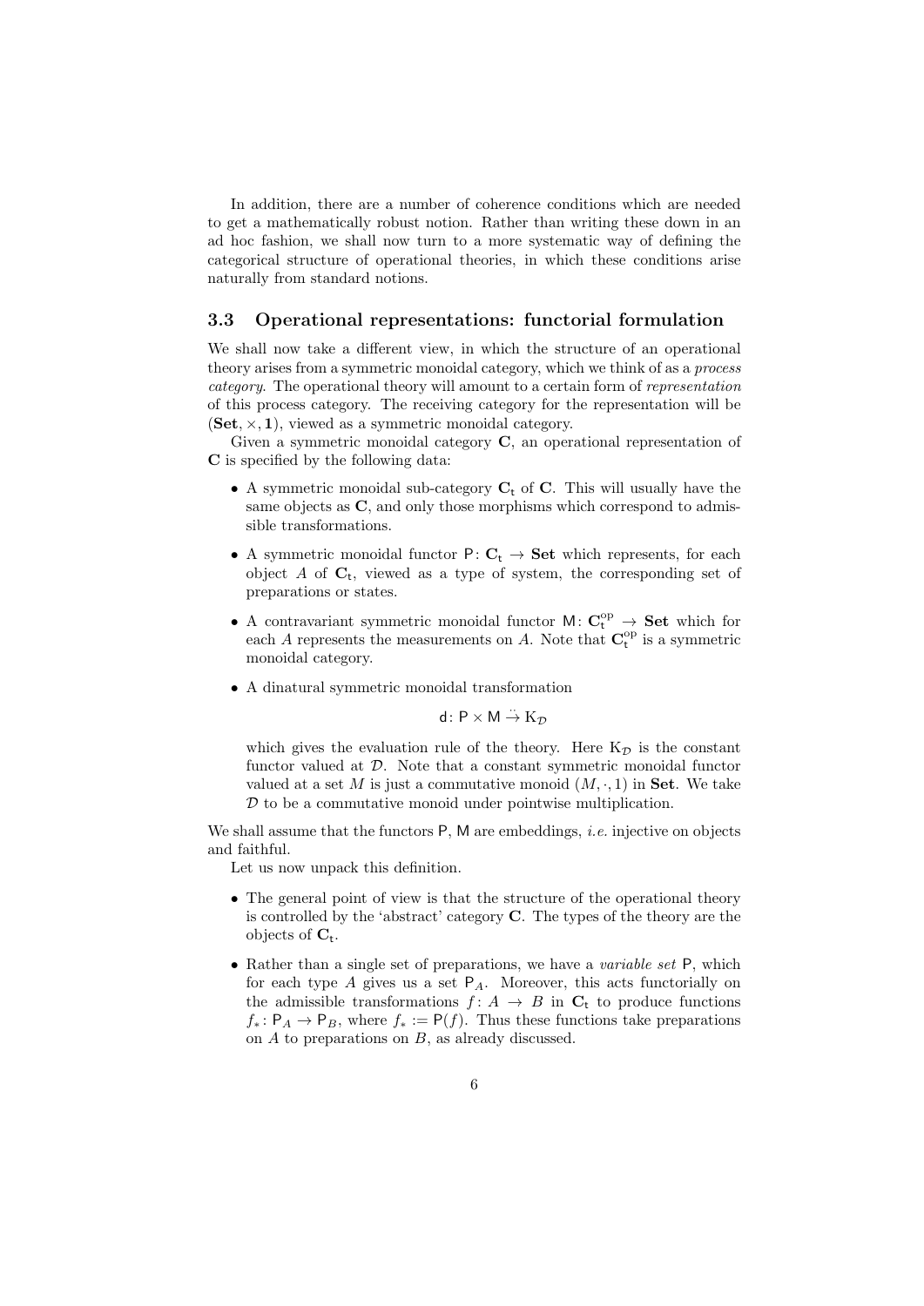In addition, there are a number of coherence conditions which are needed to get a mathematically robust notion. Rather than writing these down in an ad hoc fashion, we shall now turn to a more systematic way of defining the categorical structure of operational theories, in which these conditions arise naturally from standard notions.

### 3.3 Operational representations: functorial formulation

We shall now take a different view, in which the structure of an operational theory arises from a symmetric monoidal category, which we think of as a *process category*. The operational theory will amount to a certain form of *representation* of this process category. The receiving category for the representation will be $(\mathbf{Set}, \times, \mathbf{1})$, viewed as a symmetric monoidal category.

Given a symmetric monoidal category $\mathbf{C}$, an operational representation of $\mathbf{C}$ is specified by the following data:

- A symmetric monoidal sub-category $\mathbf{C}_{\mathsf{t}}$ of $\mathbf{C}$. This will usually have the same objects as $\mathbf{C}$, and only those morphisms which correspond to admissible transformations.
- A symmetric monoidal functor $\mathsf{P}\colon \mathbf{C}_{\mathsf{t}} \to \mathbf{Set}$ which represents, for each object $A$ of $\mathbf{C}_{\mathsf{t}}$, viewed as a type of system, the corresponding set of preparations or states.
- A contravariant symmetric monoidal functor $\mathsf{M}\colon \mathbf{C}_{\mathsf{t}}^{\mathrm{op}} \to \mathbf{Set}$ which for each $A$ represents the measurements on $A$. Note that $\mathbf{C}_{\mathsf{t}}^{\mathrm{op}}$ is a symmetric monoidal category.
- A dinatural symmetric monoidal transformation

  $$\mathsf{d}\colon \mathsf{P} \times \mathsf{M} \stackrel{..}{\to} \mathrm{K}_{\mathcal{D}}$$

  which gives the evaluation rule of the theory. Here $\mathrm{K}_{\mathcal{D}}$ is the constant functor valued at $\mathcal{D}$. Note that a constant symmetric monoidal functor valued at a set $M$ is just a commutative monoid $(M, \cdot, 1)$ in $\mathbf{Set}$. We take $\mathcal{D}$ to be a commutative monoid under pointwise multiplication.

We shall assume that the functors $\mathsf{P}$, $\mathsf{M}$ are embeddings, *i.e.* injective on objects and faithful.

Let us now unpack this definition.

- The general point of view is that the structure of the operational theory is controlled by the 'abstract' category $\mathbf{C}$. The types of the theory are the objects of $\mathbf{C}_{\mathsf{t}}$.
- Rather than a single set of preparations, we have a *variable set* $\mathsf{P}$, which for each type $A$ gives us a set $\mathsf{P}_A$. Moreover, this acts functorially on the admissible transformations $f\colon A \to B$ in $\mathbf{C}_{\mathsf{t}}$ to produce functions $f_*\colon \mathsf{P}_A \to \mathsf{P}_B$, where $f_* := \mathsf{P}(f)$. Thus these functions take preparations on $A$ to preparations on $B$, as already discussed.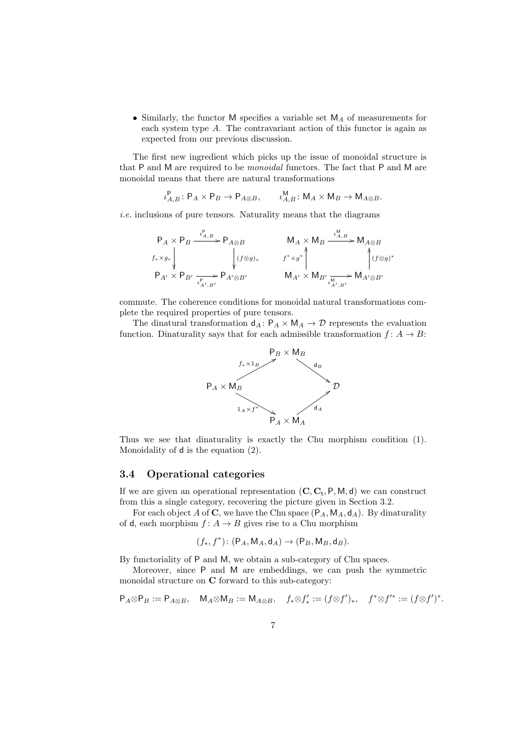- Similarly, the functor $\mathsf{M}$ specifies a variable set $\mathsf{M}_A$ of measurements for each system type $A$. The contravariant action of this functor is again as expected from our previous discussion.

The first new ingredient which picks up the issue of monoidal structure is that $\mathsf{P}$ and $\mathsf{M}$ are required to be *monoidal* functors. The fact that $\mathsf{P}$ and $\mathsf{M}$ are monoidal means that there are natural transformations

$$\iota^{\mathsf{P}}_{A,B} \colon \mathsf{P}_A \times \mathsf{P}_B \to \mathsf{P}_{A\otimes B}, \qquad \iota^{\mathsf{M}}_{A,B} \colon \mathsf{M}_A \times \mathsf{M}_B \to \mathsf{M}_{A\otimes B}.$$

*i.e.* inclusions of pure tensors. Naturality means that the diagrams

$$\begin{array}{ccc} \mathsf{P}_A \times \mathsf{P}_B & \xrightarrow{\iota^{\mathsf{P}}_{A,B}} & \mathsf{P}_{A\otimes B} \\ {\scriptstyle f_* \times g_*}\downarrow & & \downarrow{\scriptstyle (f\otimes g)_*} \\ \mathsf{P}_{A'} \times \mathsf{P}_{B'} & \xrightarrow[\iota^{\mathsf{P}}_{A',B'}]{} & \mathsf{P}_{A'\otimes B'} \end{array} \qquad \begin{array}{ccc} \mathsf{M}_A \times \mathsf{M}_B & \xrightarrow{\iota^{\mathsf{M}}_{A,B}} & \mathsf{M}_{A\otimes B} \\ {\scriptstyle f^* \times g^*}\uparrow & & \uparrow{\scriptstyle (f\otimes g)^*} \\ \mathsf{M}_{A'} \times \mathsf{M}_{B'} & \xrightarrow[\iota^{\mathsf{M}}_{A',B'}]{} & \mathsf{M}_{A'\otimes B'} \end{array}$$

commute. The coherence conditions for monoidal natural transformations complete the required properties of pure tensors.

The dinatural transformation $\mathsf{d}_A \colon \mathsf{P}_A \times \mathsf{M}_A \to \mathcal{D}$ represents the evaluation function. Dinaturality says that for each admissible transformation $f \colon A \to B$:

$$\begin{array}{ccccc} & & \mathsf{P}_B \times \mathsf{M}_B & & \\ & {\scriptstyle f_* \times 1_B}\nearrow & & \searrow{\scriptstyle \mathsf{d}_B} & \\ \mathsf{P}_A \times \mathsf{M}_B & & & & \mathcal{D} \\ & {\scriptstyle 1_A \times f^*}\searrow & & \nearrow{\scriptstyle \mathsf{d}_A} & \\ & & \mathsf{P}_A \times \mathsf{M}_A & & \end{array}$$

Thus we see that dinaturality is exactly the Chu morphism condition (1). Monoidality of $\mathsf{d}$ is the equation (2).

### 3.4 Operational categories

If we are given an operational representation $(\mathbf{C}, \mathbf{C}_{\mathfrak{t}}, \mathsf{P}, \mathsf{M}, \mathsf{d})$ we can construct from this a single category, recovering the picture given in Section 3.2.

For each object $A$ of $\mathbf{C}$, we have the Chu space $(\mathsf{P}_A, \mathsf{M}_A, \mathsf{d}_A)$. By dinaturality of $\mathsf{d}$, each morphism $f \colon A \to B$ gives rise to a Chu morphism

$$(f_*, f^*) \colon (\mathsf{P}_A, \mathsf{M}_A, \mathsf{d}_A) \to (\mathsf{P}_B, \mathsf{M}_B, \mathsf{d}_B).$$

By functoriality of $\mathsf{P}$ and $\mathsf{M}$, we obtain a sub-category of Chu spaces.

Moreover, since $\mathsf{P}$ and $\mathsf{M}$ are embeddings, we can push the symmetric monoidal structure on $\mathbf{C}$ forward to this sub-category:

$$\mathsf{P}_A \otimes \mathsf{P}_B := \mathsf{P}_{A\otimes B}, \quad \mathsf{M}_A \otimes \mathsf{M}_B := \mathsf{M}_{A\otimes B}, \quad f_* \otimes f'_* := (f \otimes f')_*, \quad f^* \otimes f'^* := (f \otimes f')^*.$$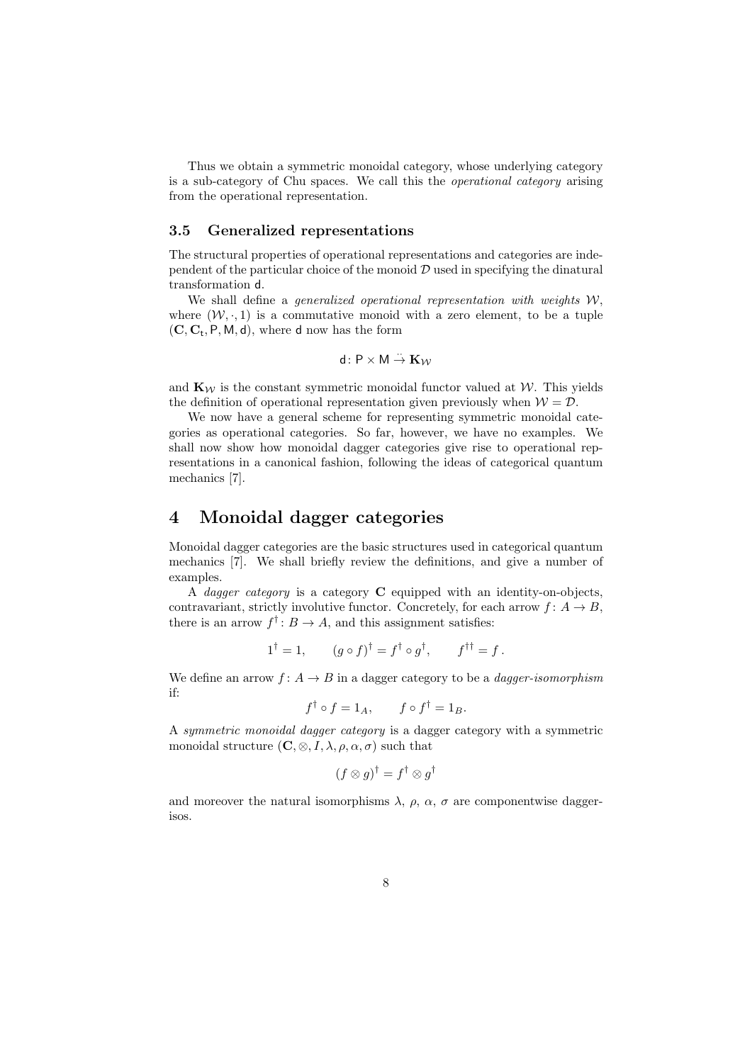Thus we obtain a symmetric monoidal category, whose underlying category is a sub-category of Chu spaces. We call this the *operational category* arising from the operational representation.

### 3.5 Generalized representations

The structural properties of operational representations and categories are independent of the particular choice of the monoid $\mathcal{D}$ used in specifying the dinatural transformation $\mathsf{d}$.

We shall define a *generalized operational representation with weights* $\mathcal{W}$, where $(\mathcal{W}, \cdot, 1)$ is a commutative monoid with a zero element, to be a tuple $(\mathbf{C}, \mathbf{C}_{\mathsf{t}}, \mathsf{P}, \mathsf{M}, \mathsf{d})$, where $\mathsf{d}$ now has the form

$$\mathsf{d} \colon \mathsf{P} \times \mathsf{M} \stackrel{..}{\to} \mathbf{K}_{\mathcal{W}}$$

and $\mathbf{K}_{\mathcal{W}}$ is the constant symmetric monoidal functor valued at $\mathcal{W}$. This yields the definition of operational representation given previously when $\mathcal{W} = \mathcal{D}$.

We now have a general scheme for representing symmetric monoidal categories as operational categories. So far, however, we have no examples. We shall now show how monoidal dagger categories give rise to operational representations in a canonical fashion, following the ideas of categorical quantum mechanics [7].

## 4 Monoidal dagger categories

Monoidal dagger categories are the basic structures used in categorical quantum mechanics [7]. We shall briefly review the definitions, and give a number of examples.

A *dagger category* is a category $\mathbf{C}$ equipped with an identity-on-objects, contravariant, strictly involutive functor. Concretely, for each arrow $f \colon A \to B$, there is an arrow $f^\dagger \colon B \to A$, and this assignment satisfies:

$$1^\dagger = 1, \qquad (g \circ f)^\dagger = f^\dagger \circ g^\dagger, \qquad f^{\dagger\dagger} = f\,.$$

We define an arrow $f \colon A \to B$ in a dagger category to be a *dagger-isomorphism* if:

$$f^\dagger \circ f = 1_A, \qquad f \circ f^\dagger = 1_B.$$

A *symmetric monoidal dagger category* is a dagger category with a symmetric monoidal structure $(\mathbf{C}, \otimes, I, \lambda, \rho, \alpha, \sigma)$ such that

$$(f \otimes g)^\dagger = f^\dagger \otimes g^\dagger$$

and moreover the natural isomorphisms $\lambda$, $\rho$, $\alpha$, $\sigma$ are componentwise dagger-isos.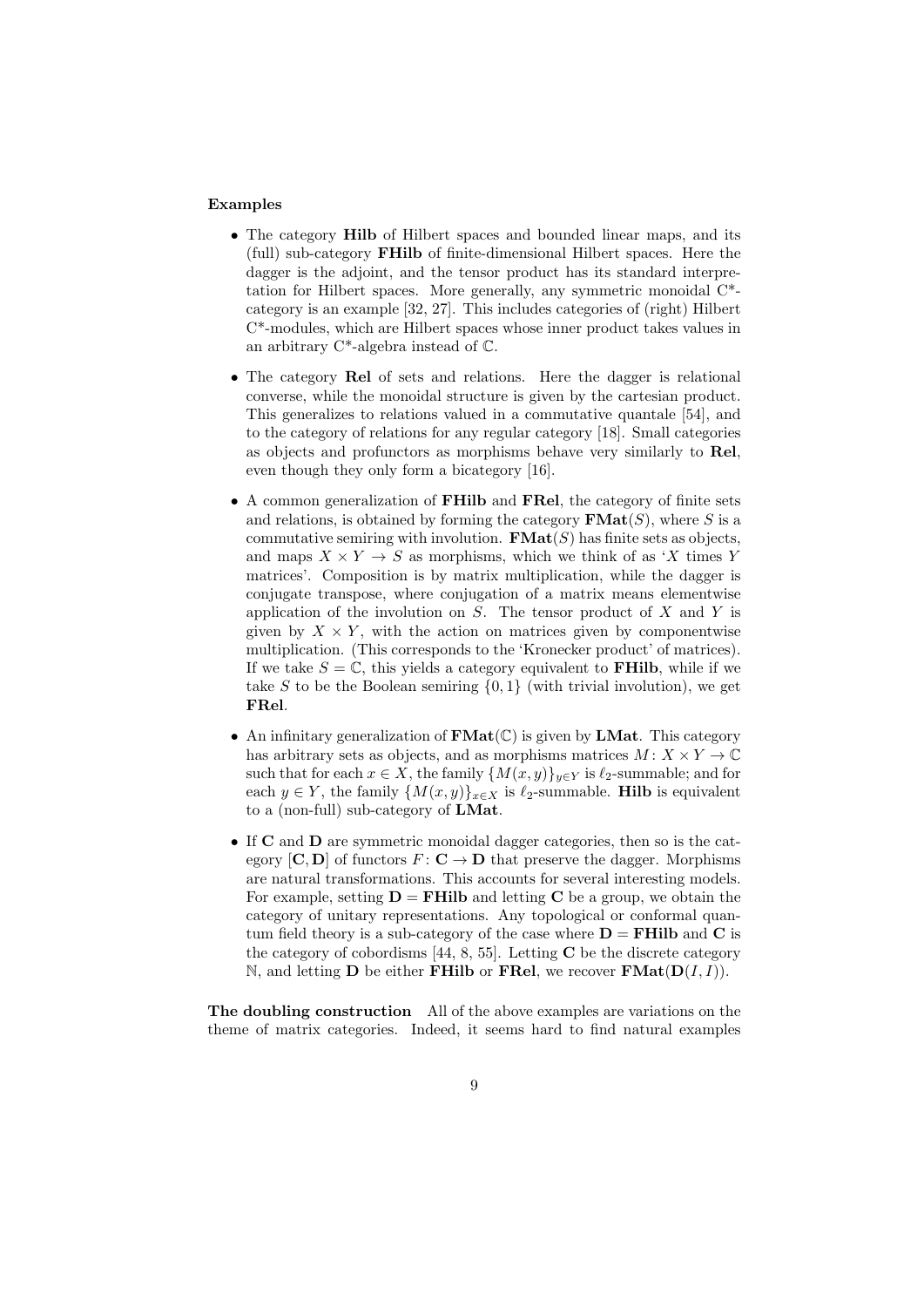**Examples**

- The category **Hilb** of Hilbert spaces and bounded linear maps, and its (full) sub-category **FHilb** of finite-dimensional Hilbert spaces. Here the dagger is the adjoint, and the tensor product has its standard interpretation for Hilbert spaces. More generally, any symmetric monoidal C*-category is an example [32, 27]. This includes categories of (right) Hilbert C*-modules, which are Hilbert spaces whose inner product takes values in an arbitrary C*-algebra instead of $\mathbb{C}$.

- The category **Rel** of sets and relations. Here the dagger is relational converse, while the monoidal structure is given by the cartesian product. This generalizes to relations valued in a commutative quantale [54], and to the category of relations for any regular category [18]. Small categories as objects and profunctors as morphisms behave very similarly to **Rel**, even though they only form a bicategory [16].

- A common generalization of **FHilb** and **FRel**, the category of finite sets and relations, is obtained by forming the category $\mathbf{FMat}(S)$, where $S$ is a commutative semiring with involution. $\mathbf{FMat}(S)$ has finite sets as objects, and maps $X \times Y \to S$ as morphisms, which we think of as '$X$ times $Y$ matrices'. Composition is by matrix multiplication, while the dagger is conjugate transpose, where conjugation of a matrix means elementwise application of the involution on $S$. The tensor product of $X$ and $Y$ is given by $X \times Y$, with the action on matrices given by componentwise multiplication. (This corresponds to the 'Kronecker product' of matrices). If we take $S = \mathbb{C}$, this yields a category equivalent to **FHilb**, while if we take $S$ to be the Boolean semiring $\{0, 1\}$ (with trivial involution), we get **FRel**.

- An infinitary generalization of $\mathbf{FMat}(\mathbb{C})$ is given by **LMat**. This category has arbitrary sets as objects, and as morphisms matrices $M : X \times Y \to \mathbb{C}$ such that for each $x \in X$, the family $\{M(x, y)\}_{y \in Y}$ is $\ell_2$-summable; and for each $y \in Y$, the family $\{M(x, y)\}_{x \in X}$ is $\ell_2$-summable. **Hilb** is equivalent to a (non-full) sub-category of **LMat**.

- If **C** and **D** are symmetric monoidal dagger categories, then so is the category $[\mathbf{C}, \mathbf{D}]$ of functors $F : \mathbf{C} \to \mathbf{D}$ that preserve the dagger. Morphisms are natural transformations. This accounts for several interesting models. For example, setting $\mathbf{D} = \mathbf{FHilb}$ and letting **C** be a group, we obtain the category of unitary representations. Any topological or conformal quantum field theory is a sub-category of the case where $\mathbf{D} = \mathbf{FHilb}$ and **C** is the category of cobordisms [44, 8, 55]. Letting **C** be the discrete category $\mathbb{N}$, and letting **D** be either **FHilb** or **FRel**, we recover $\mathbf{FMat}(\mathbf{D}(I, I))$.

**The doubling construction** All of the above examples are variations on the theme of matrix categories. Indeed, it seems hard to find natural examples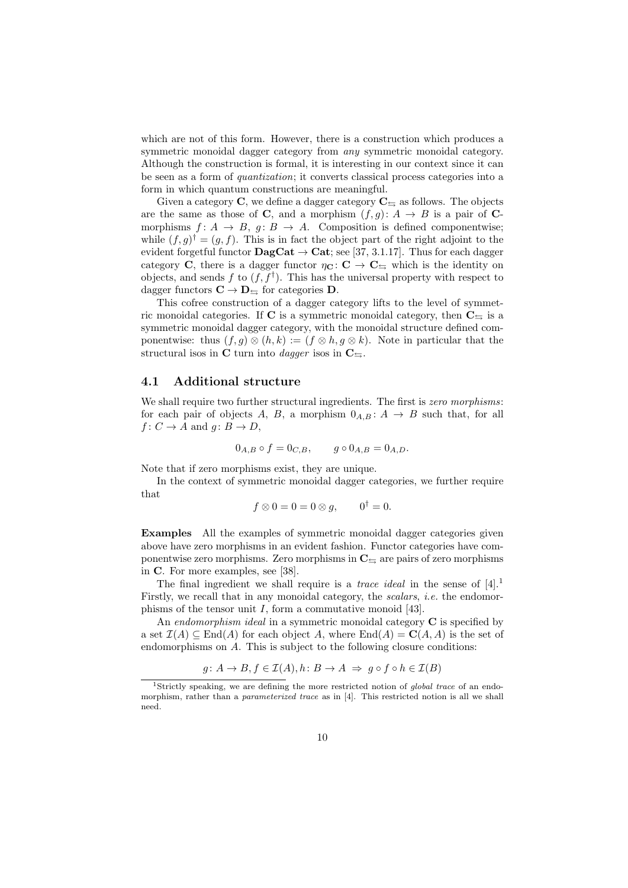which are not of this form. However, there is a construction which produces a symmetric monoidal dagger category from *any* symmetric monoidal category. Although the construction is formal, it is interesting in our context since it can be seen as a form of *quantization*; it converts classical process categories into a form in which quantum constructions are meaningful.

Given a category $\mathbf{C}$, we define a dagger category $\mathbf{C}_{\leftrightarrows}$ as follows. The objects are the same as those of $\mathbf{C}$, and a morphism $(f, g) : A \to B$ is a pair of $\mathbf{C}$-morphisms $f : A \to B$, $g : B \to A$. Composition is defined componentwise; while $(f, g)^\dagger = (g, f)$. This is in fact the object part of the right adjoint to the evident forgetful functor $\mathbf{DagCat} \to \mathbf{Cat}$; see [37, 3.1.17]. Thus for each dagger category $\mathbf{C}$, there is a dagger functor $\eta_{\mathbf{C}} : \mathbf{C} \to \mathbf{C}_{\leftrightarrows}$ which is the identity on objects, and sends $f$ to $(f, f^\dagger)$. This has the universal property with respect to dagger functors $\mathbf{C} \to \mathbf{D}_{\leftrightarrows}$ for categories $\mathbf{D}$.

This cofree construction of a dagger category lifts to the level of symmetric monoidal categories. If $\mathbf{C}$ is a symmetric monoidal category, then $\mathbf{C}_{\leftrightarrows}$ is a symmetric monoidal dagger category, with the monoidal structure defined componentwise: thus $(f, g) \otimes (h, k) := (f \otimes h, g \otimes k)$. Note in particular that the structural isos in $\mathbf{C}$ turn into *dagger* isos in $\mathbf{C}_{\leftrightarrows}$.

## 4.1 Additional structure

We shall require two further structural ingredients. The first is *zero morphisms*: for each pair of objects $A$, $B$, a morphism $0_{A,B} : A \to B$ such that, for all $f : C \to A$ and $g : B \to D$,

$$0_{A,B} \circ f = 0_{C,B}, \qquad g \circ 0_{A,B} = 0_{A,D}.$$

Note that if zero morphisms exist, they are unique.

In the context of symmetric monoidal dagger categories, we further require that

$$f \otimes 0 = 0 = 0 \otimes g, \qquad 0^\dagger = 0.$$

**Examples** All the examples of symmetric monoidal dagger categories given above have zero morphisms in an evident fashion. Functor categories have componentwise zero morphisms. Zero morphisms in $\mathbf{C}_{\leftrightarrows}$ are pairs of zero morphisms in $\mathbf{C}$. For more examples, see [38].

The final ingredient we shall require is a *trace ideal* in the sense of [4].[1] Firstly, we recall that in any monoidal category, the *scalars*, *i.e.* the endomorphisms of the tensor unit $I$, form a commutative monoid [43].

An *endomorphism ideal* in a symmetric monoidal category $\mathbf{C}$ is specified by a set $\mathcal{I}(A) \subseteq \mathrm{End}(A)$ for each object $A$, where $\mathrm{End}(A) = \mathbf{C}(A, A)$ is the set of endomorphisms on $A$. This is subject to the following closure conditions:

$$g : A \to B, f \in \mathcal{I}(A), h : B \to A \;\Rightarrow\; g \circ f \circ h \in \mathcal{I}(B)$$

[1] Strictly speaking, we are defining the more restricted notion of *global trace* of an endomorphism, rather than a *parameterized trace* as in [4]. This restricted notion is all we shall need.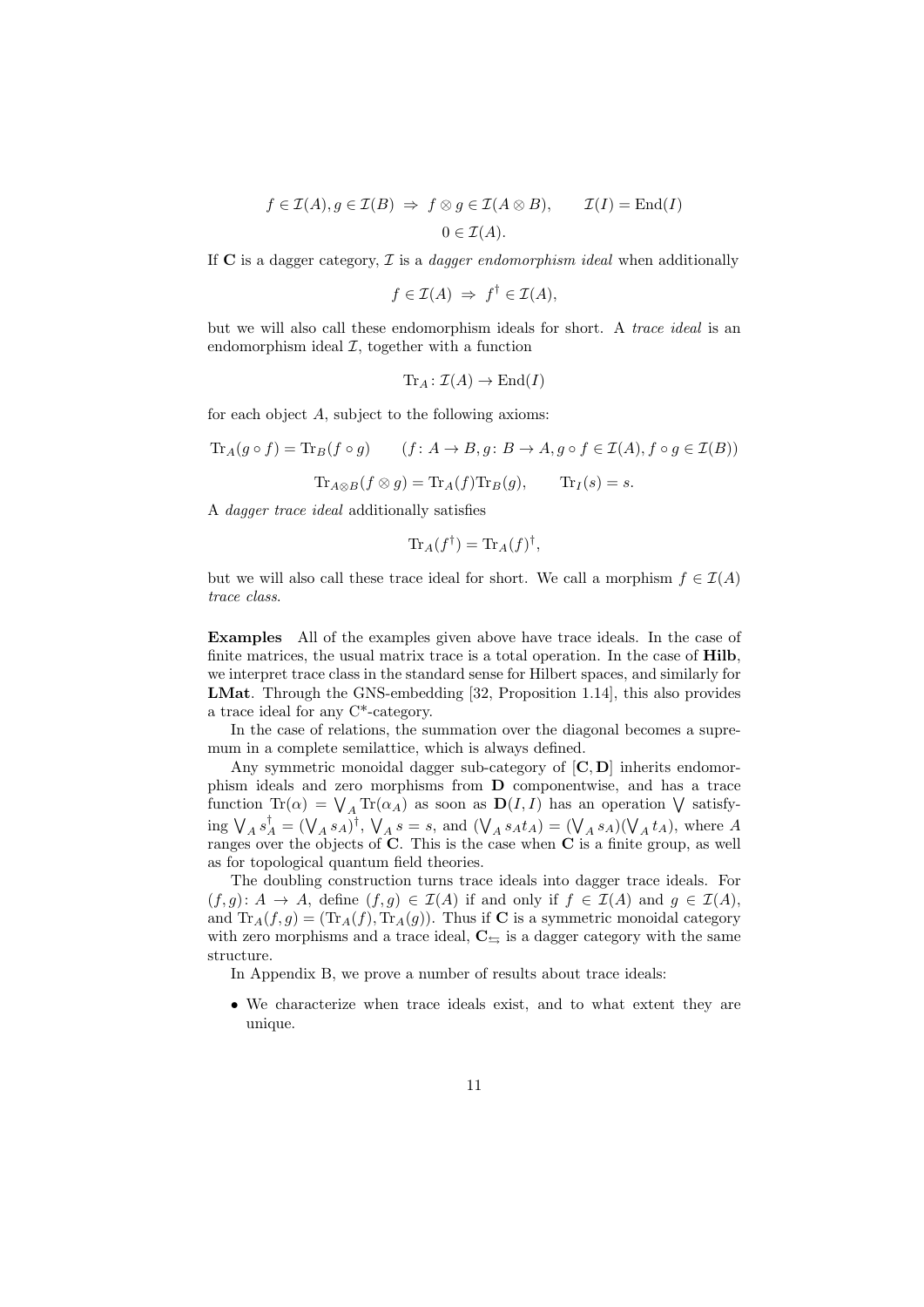$$f \in \mathcal{I}(A), g \in \mathcal{I}(B) \;\Rightarrow\; f \otimes g \in \mathcal{I}(A \otimes B), \qquad \mathcal{I}(I) = \mathrm{End}(I)$$

$$0 \in \mathcal{I}(A).$$

If $\mathbf{C}$ is a dagger category, $\mathcal{I}$ is a *dagger endomorphism ideal* when additionally

$$f \in \mathcal{I}(A) \;\Rightarrow\; f^\dagger \in \mathcal{I}(A),$$

but we will also call these endomorphism ideals for short. A *trace ideal* is an endomorphism ideal $\mathcal{I}$, together with a function

$$\mathrm{Tr}_A \colon \mathcal{I}(A) \to \mathrm{End}(I)$$

for each object $A$, subject to the following axioms:

$$\mathrm{Tr}_A(g \circ f) = \mathrm{Tr}_B(f \circ g) \qquad (f \colon A \to B, g \colon B \to A, g \circ f \in \mathcal{I}(A), f \circ g \in \mathcal{I}(B))$$

$$\mathrm{Tr}_{A \otimes B}(f \otimes g) = \mathrm{Tr}_A(f)\mathrm{Tr}_B(g), \qquad \mathrm{Tr}_I(s) = s.$$

A *dagger trace ideal* additionally satisfies

$$\mathrm{Tr}_A(f^\dagger) = \mathrm{Tr}_A(f)^\dagger,$$

but we will also call these trace ideal for short. We call a morphism $f \in \mathcal{I}(A)$ *trace class*.

**Examples** All of the examples given above have trace ideals. In the case of finite matrices, the usual matrix trace is a total operation. In the case of **Hilb**, we interpret trace class in the standard sense for Hilbert spaces, and similarly for **LMat**. Through the GNS-embedding [32, Proposition 1.14], this also provides a trace ideal for any C*-category.

In the case of relations, the summation over the diagonal becomes a supremum in a complete semilattice, which is always defined.

Any symmetric monoidal dagger sub-category of $[\mathbf{C}, \mathbf{D}]$ inherits endomorphism ideals and zero morphisms from $\mathbf{D}$ componentwise, and has a trace function $\mathrm{Tr}(\alpha) = \bigvee_A \mathrm{Tr}(\alpha_A)$ as soon as $\mathbf{D}(I, I)$ has an operation $\bigvee$ satisfying $\bigvee_A s_A^\dagger = (\bigvee_A s_A)^\dagger$, $\bigvee_A s = s$, and $(\bigvee_A s_A t_A) = (\bigvee_A s_A)(\bigvee_A t_A)$, where $A$ ranges over the objects of $\mathbf{C}$. This is the case when $\mathbf{C}$ is a finite group, as well as for topological quantum field theories.

The doubling construction turns trace ideals into dagger trace ideals. For $(f, g) \colon A \to A$, define $(f, g) \in \mathcal{I}(A)$ if and only if $f \in \mathcal{I}(A)$ and $g \in \mathcal{I}(A)$, and $\mathrm{Tr}_A(f, g) = (\mathrm{Tr}_A(f), \mathrm{Tr}_A(g))$. Thus if $\mathbf{C}$ is a symmetric monoidal category with zero morphisms and a trace ideal, $\mathbf{C}_{\leftrightarrows}$ is a dagger category with the same structure.

In Appendix B, we prove a number of results about trace ideals:

- We characterize when trace ideals exist, and to what extent they are unique.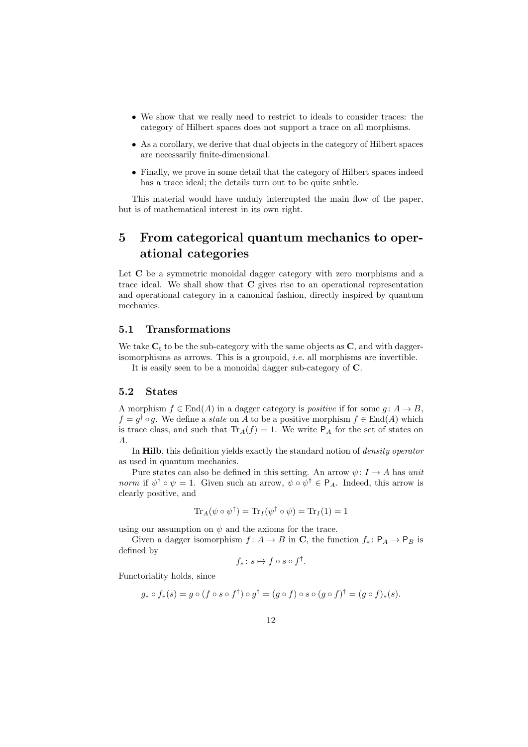- We show that we really need to restrict to ideals to consider traces: the category of Hilbert spaces does not support a trace on all morphisms.
- As a corollary, we derive that dual objects in the category of Hilbert spaces are necessarily finite-dimensional.
- Finally, we prove in some detail that the category of Hilbert spaces indeed has a trace ideal; the details turn out to be quite subtle.

This material would have unduly interrupted the main flow of the paper, but is of mathematical interest in its own right.

# 5 From categorical quantum mechanics to operational categories

Let $\mathbf{C}$ be a symmetric monoidal dagger category with zero morphisms and a trace ideal. We shall show that $\mathbf{C}$ gives rise to an operational representation and operational category in a canonical fashion, directly inspired by quantum mechanics.

## 5.1 Transformations

We take $\mathbf{C}_\mathrm{t}$ to be the sub-category with the same objects as $\mathbf{C}$, and with dagger-isomorphisms as arrows. This is a groupoid, *i.e.* all morphisms are invertible.

It is easily seen to be a monoidal dagger sub-category of $\mathbf{C}$.

## 5.2 States

A morphism $f \in \mathrm{End}(A)$ in a dagger category is *positive* if for some $g \colon A \to B$, $f = g^\dagger \circ g$. We define a *state* on $A$ to be a positive morphism $f \in \mathrm{End}(A)$ which is trace class, and such that $\mathrm{Tr}_A(f) = 1$. We write $\mathsf{P}_A$ for the set of states on $A$.

In **Hilb**, this definition yields exactly the standard notion of *density operator* as used in quantum mechanics.

Pure states can also be defined in this setting. An arrow $\psi \colon I \to A$ has *unit norm* if $\psi^\dagger \circ \psi = 1$. Given such an arrow, $\psi \circ \psi^\dagger \in \mathsf{P}_A$. Indeed, this arrow is clearly positive, and

$$\mathrm{Tr}_A(\psi \circ \psi^\dagger) = \mathrm{Tr}_I(\psi^\dagger \circ \psi) = \mathrm{Tr}_I(1) = 1$$

using our assumption on $\psi$ and the axioms for the trace.

Given a dagger isomorphism $f \colon A \to B$ in $\mathbf{C}$, the function $f_* \colon \mathsf{P}_A \to \mathsf{P}_B$ is defined by

$$f_* \colon s \mapsto f \circ s \circ f^\dagger.$$

Functoriality holds, since

$$g_* \circ f_*(s) = g \circ (f \circ s \circ f^\dagger) \circ g^\dagger = (g \circ f) \circ s \circ (g \circ f)^\dagger = (g \circ f)_*(s).$$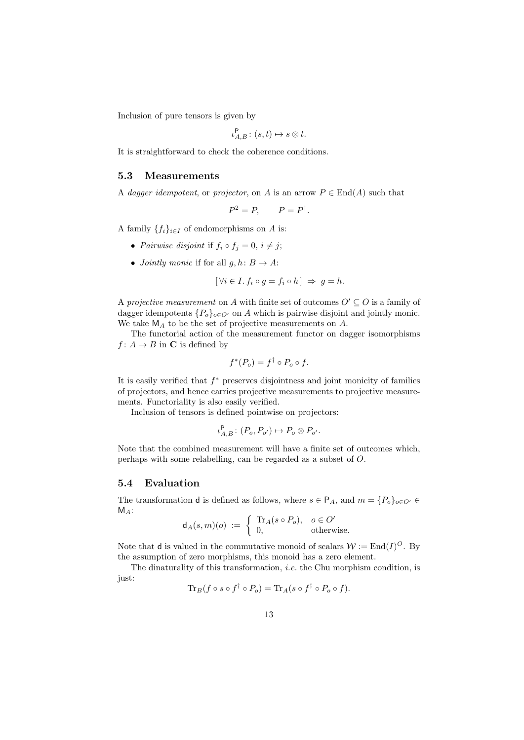Inclusion of pure tensors is given by

$$\iota^{\mathsf{P}}_{A,B} \colon (s,t) \mapsto s \otimes t.$$

It is straightforward to check the coherence conditions.

### 5.3 Measurements

A *dagger idempotent*, or *projector*, on $A$ is an arrow $P \in \mathrm{End}(A)$ such that

$$P^2 = P, \qquad P = P^\dagger.$$

A family $\{f_i\}_{i \in I}$ of endomorphisms on $A$ is:

- *Pairwise disjoint* if $f_i \circ f_j = 0$, $i \neq j$;
- *Jointly monic* if for all $g, h \colon B \to A$:

$$[\, \forall i \in I.\, f_i \circ g = f_i \circ h \,] \;\Rightarrow\; g = h.$$

A *projective measurement* on $A$ with finite set of outcomes $O' \subseteq O$ is a family of dagger idempotents $\{P_o\}_{o \in O'}$ on $A$ which is pairwise disjoint and jointly monic. We take $\mathsf{M}_A$ to be the set of projective measurements on $A$.

The functorial action of the measurement functor on dagger isomorphisms $f \colon A \to B$ in $\mathbf{C}$ is defined by

$$f^*(P_o) = f^\dagger \circ P_o \circ f.$$

It is easily verified that $f^*$ preserves disjointness and joint monicity of families of projectors, and hence carries projective measurements to projective measurements. Functoriality is also easily verified.

Inclusion of tensors is defined pointwise on projectors:

$$\iota^{\mathsf{P}}_{A,B} \colon (P_o, P_{o'}) \mapsto P_o \otimes P_{o'}.$$

Note that the combined measurement will have a finite set of outcomes which, perhaps with some relabelling, can be regarded as a subset of $O$.

### 5.4 Evaluation

The transformation $\mathsf{d}$ is defined as follows, where $s \in \mathsf{P}_A$, and $m = \{P_o\}_{o \in O'} \in \mathsf{M}_A$:

$$\mathsf{d}_A(s,m)(o) \;:=\; \begin{cases} \mathrm{Tr}_A(s \circ P_o), & o \in O' \\ 0, & \text{otherwise.} \end{cases}$$

Note that $\mathsf{d}$ is valued in the commutative monoid of scalars $\mathcal{W} := \mathrm{End}(I)^O$. By the assumption of zero morphisms, this monoid has a zero element.

The dinaturality of this transformation, *i.e.* the Chu morphism condition, is just:

$$\mathrm{Tr}_B(f \circ s \circ f^\dagger \circ P_o) = \mathrm{Tr}_A(s \circ f^\dagger \circ P_o \circ f).$$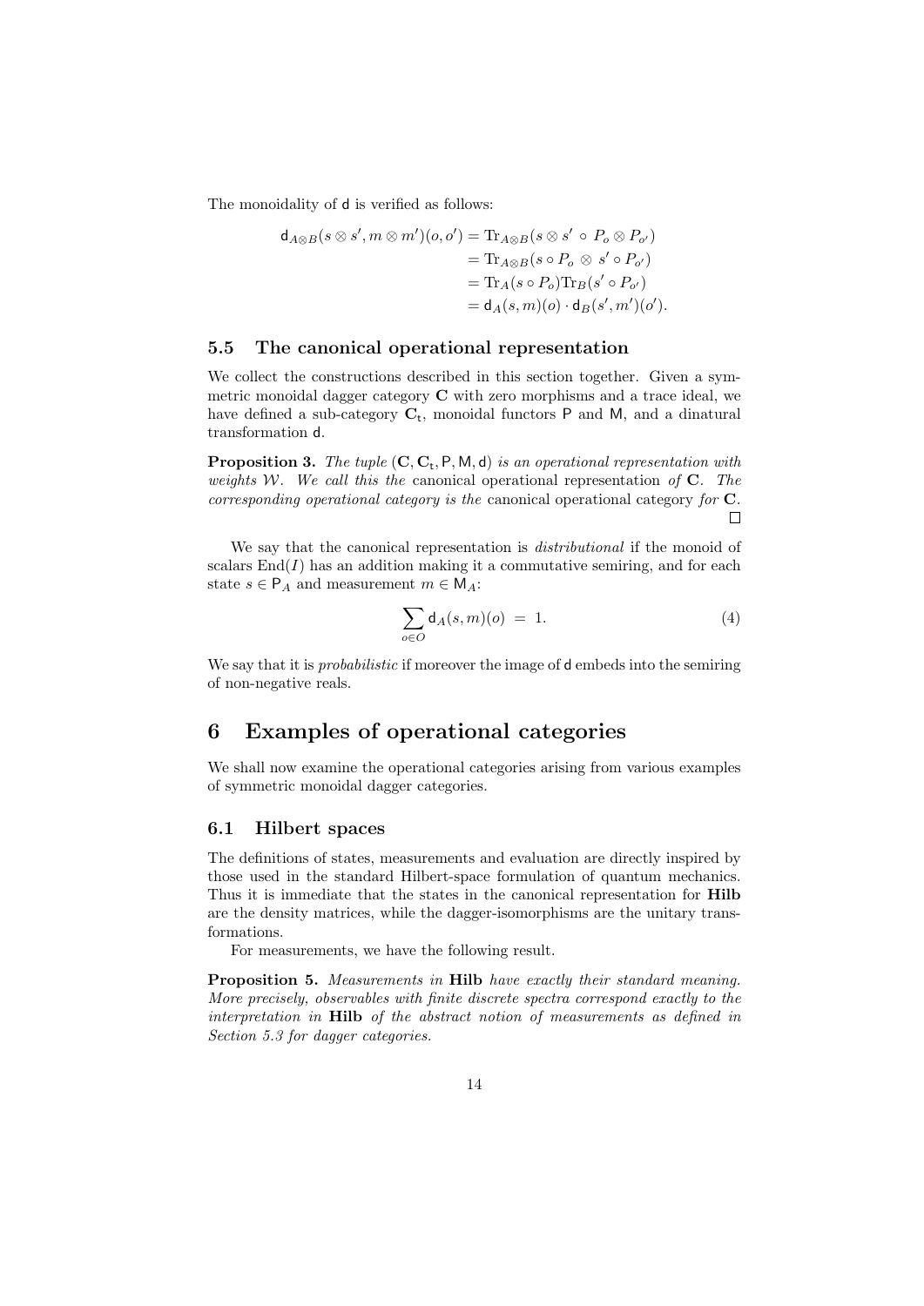The monoidality of $\mathsf{d}$ is verified as follows:

$$
\begin{aligned}
\mathsf{d}_{A\otimes B}(s\otimes s', m\otimes m')(o,o') &= \mathrm{Tr}_{A\otimes B}(s\otimes s' \circ P_o\otimes P_{o'}) \\
&= \mathrm{Tr}_{A\otimes B}(s\circ P_o \otimes s'\circ P_{o'}) \\
&= \mathrm{Tr}_A(s\circ P_o)\mathrm{Tr}_B(s'\circ P_{o'}) \\
&= \mathsf{d}_A(s,m)(o)\cdot \mathsf{d}_B(s',m')(o').
\end{aligned}
$$

### 5.5 The canonical operational representation

We collect the constructions described in this section together. Given a symmetric monoidal dagger category $\mathbf{C}$ with zero morphisms and a trace ideal, we have defined a sub-category $\mathbf{C}_{\mathrm{t}}$, monoidal functors $\mathsf{P}$ and $\mathsf{M}$, and a dinatural transformation $\mathsf{d}$.

**Proposition 3.** *The tuple* $(\mathbf{C}, \mathbf{C}_{\mathrm{t}}, \mathsf{P}, \mathsf{M}, \mathsf{d})$ *is an operational representation with weights* $\mathcal{W}$. *We call this the* canonical operational representation *of* $\mathbf{C}$. *The corresponding operational category is the* canonical operational category *for* $\mathbf{C}$. □

We say that the canonical representation is *distributional* if the monoid of scalars $\mathrm{End}(I)$ has an addition making it a commutative semiring, and for each state $s \in \mathsf{P}_A$ and measurement $m \in \mathsf{M}_A$:

$$
\sum_{o\in O} \mathsf{d}_A(s,m)(o) \;=\; 1. \tag{4}
$$

We say that it is *probabilistic* if moreover the image of $\mathsf{d}$ embeds into the semiring of non-negative reals.

# 6 Examples of operational categories

We shall now examine the operational categories arising from various examples of symmetric monoidal dagger categories.

### 6.1 Hilbert spaces

The definitions of states, measurements and evaluation are directly inspired by those used in the standard Hilbert-space formulation of quantum mechanics. Thus it is immediate that the states in the canonical representation for **Hilb** are the density matrices, while the dagger-isomorphisms are the unitary transformations.

For measurements, we have the following result.

**Proposition 5.** *Measurements in* **Hilb** *have exactly their standard meaning. More precisely, observables with finite discrete spectra correspond exactly to the interpretation in* **Hilb** *of the abstract notion of measurements as defined in Section 5.3 for dagger categories.*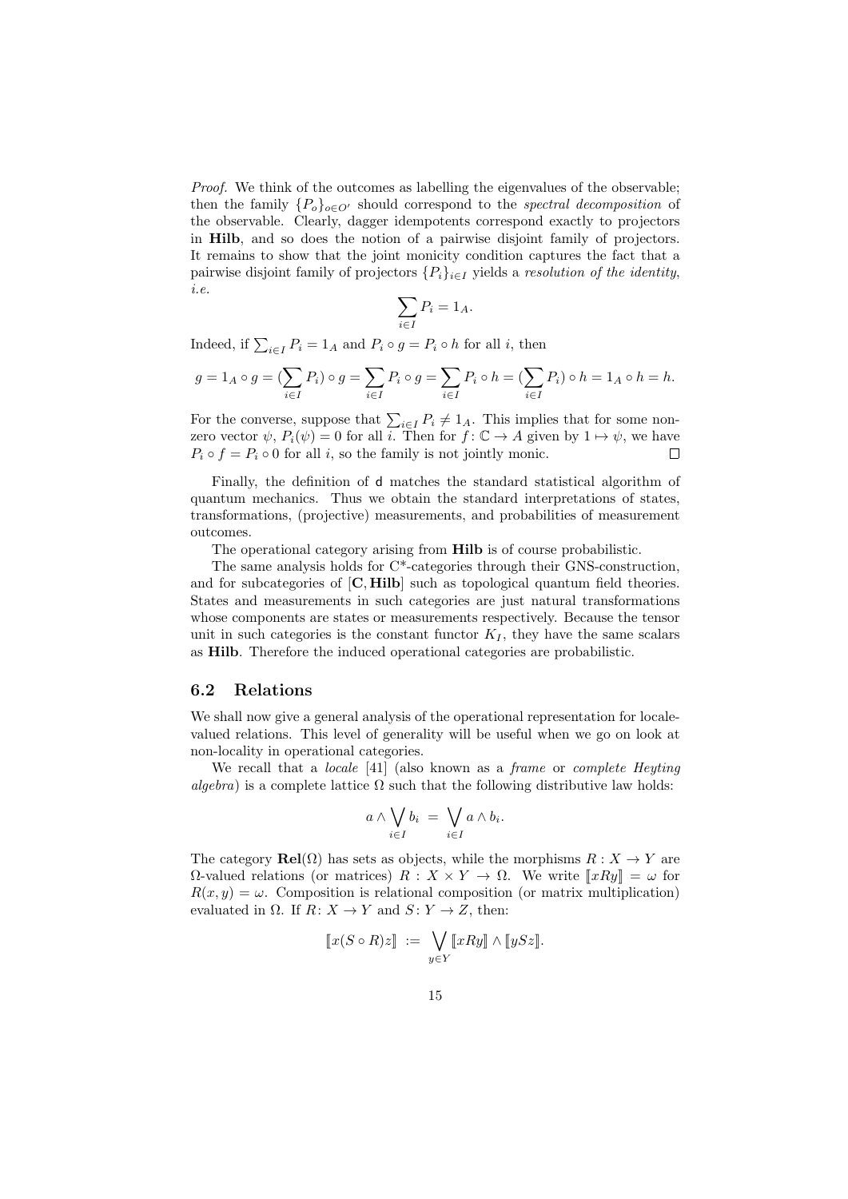*Proof.* We think of the outcomes as labelling the eigenvalues of the observable; then the family $\{P_o\}_{o\in O'}$ should correspond to the *spectral decomposition* of the observable. Clearly, dagger idempotents correspond exactly to projectors in **Hilb**, and so does the notion of a pairwise disjoint family of projectors. It remains to show that the joint monicity condition captures the fact that a pairwise disjoint family of projectors $\{P_i\}_{i\in I}$ yields a *resolution of the identity, i.e.*

$$\sum_{i\in I} P_i = 1_A.$$

Indeed, if $\sum_{i\in I} P_i = 1_A$ and $P_i \circ g = P_i \circ h$ for all $i$, then

$$g = 1_A \circ g = (\sum_{i\in I} P_i) \circ g = \sum_{i\in I} P_i \circ g = \sum_{i\in I} P_i \circ h = (\sum_{i\in I} P_i) \circ h = 1_A \circ h = h.$$

For the converse, suppose that $\sum_{i\in I} P_i \neq 1_A$. This implies that for some non-zero vector $\psi$, $P_i(\psi) = 0$ for all $i$. Then for $f : \mathbb{C} \to A$ given by $1 \mapsto \psi$, we have $P_i \circ f = P_i \circ 0$ for all $i$, so the family is not jointly monic. $\square$

Finally, the definition of $\mathsf{d}$ matches the standard statistical algorithm of quantum mechanics. Thus we obtain the standard interpretations of states, transformations, (projective) measurements, and probabilities of measurement outcomes.

The operational category arising from **Hilb** is of course probabilistic.

The same analysis holds for C*-categories through their GNS-construction, and for subcategories of $[\mathbf{C}, \mathbf{Hilb}]$ such as topological quantum field theories. States and measurements in such categories are just natural transformations whose components are states or measurements respectively. Because the tensor unit in such categories is the constant functor $K_I$, they have the same scalars as **Hilb**. Therefore the induced operational categories are probabilistic.

## 6.2 Relations

We shall now give a general analysis of the operational representation for locale-valued relations. This level of generality will be useful when we go on look at non-locality in operational categories.

We recall that a *locale* [41] (also known as a *frame* or *complete Heyting algebra*) is a complete lattice $\Omega$ such that the following distributive law holds:

$$a \wedge \bigvee_{i\in I} b_i \;=\; \bigvee_{i\in I} a \wedge b_i.$$

The category $\mathbf{Rel}(\Omega)$ has sets as objects, while the morphisms $R : X \to Y$ are $\Omega$-valued relations (or matrices) $R : X \times Y \to \Omega$. We write $[\![xRy]\!] = \omega$ for $R(x, y) = \omega$. Composition is relational composition (or matrix multiplication) evaluated in $\Omega$. If $R : X \to Y$ and $S : Y \to Z$, then:

$$[\![x(S \circ R)z]\!] \;:=\; \bigvee_{y\in Y} [\![xRy]\!] \wedge [\![ySz]\!].$$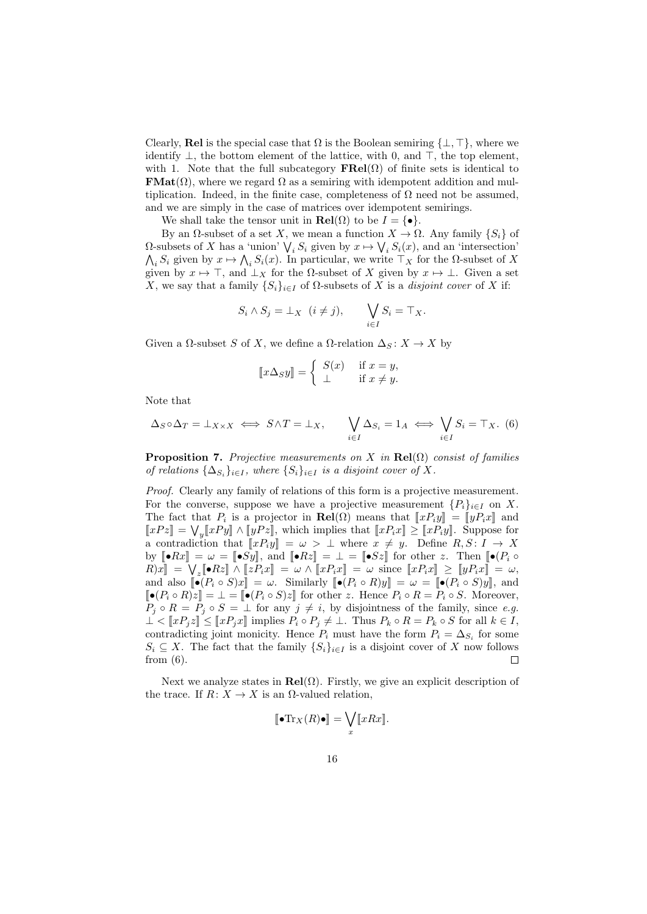Clearly, **Rel** is the special case that $\Omega$ is the Boolean semiring $\{\bot, \top\}$, where we identify $\bot$, the bottom element of the lattice, with 0, and $\top$, the top element, with 1. Note that the full subcategory $\mathbf{FRel}(\Omega)$ of finite sets is identical to $\mathbf{FMat}(\Omega)$, where we regard $\Omega$ as a semiring with idempotent addition and multiplication. Indeed, in the finite case, completeness of $\Omega$ need not be assumed, and we are simply in the case of matrices over idempotent semirings.

We shall take the tensor unit in $\mathbf{Rel}(\Omega)$ to be $I = \{\bullet\}$.

By an $\Omega$-subset of a set $X$, we mean a function $X \to \Omega$. Any family $\{S_i\}$ of $\Omega$-subsets of $X$ has a 'union' $\bigvee_i S_i$ given by $x \mapsto \bigvee_i S_i(x)$, and an 'intersection' $\bigwedge_i S_i$ given by $x \mapsto \bigwedge_i S_i(x)$. In particular, we write $\top_X$ for the $\Omega$-subset of $X$ given by $x \mapsto \top$, and $\bot_X$ for the $\Omega$-subset of $X$ given by $x \mapsto \bot$. Given a set $X$, we say that a family $\{S_i\}_{i \in I}$ of $\Omega$-subsets of $X$ is a *disjoint cover* of $X$ if:

$$S_i \wedge S_j = \bot_X \ \ (i \neq j), \qquad \bigvee_{i \in I} S_i = \top_X.$$

Given a $\Omega$-subset $S$ of $X$, we define a $\Omega$-relation $\Delta_S \colon X \to X$ by

$$[\![ x \Delta_S y ]\!] = \begin{cases} S(x) & \text{if } x = y, \\ \bot & \text{if } x \neq y. \end{cases}$$

Note that

$$\Delta_S \circ \Delta_T = \bot_{X \times X} \iff S \wedge T = \bot_X, \qquad \bigvee_{i \in I} \Delta_{S_i} = 1_A \iff \bigvee_{i \in I} S_i = \top_X. \quad (6)$$

**Proposition 7.** *Projective measurements on $X$ in $\mathbf{Rel}(\Omega)$ consist of families of relations $\{\Delta_{S_i}\}_{i \in I}$, where $\{S_i\}_{i \in I}$ is a disjoint cover of $X$.*

*Proof.* Clearly any family of relations of this form is a projective measurement. For the converse, suppose we have a projective measurement $\{P_i\}_{i \in I}$ on $X$. The fact that $P_i$ is a projector in $\mathbf{Rel}(\Omega)$ means that $[\![ x P_i y ]\!] = [\![ y P_i x ]\!]$ and $[\![ x P z ]\!] = \bigvee_y [\![ x P y ]\!] \wedge [\![ y P z ]\!]$, which implies that $[\![ x P_i x ]\!] \geq [\![ x P_i y ]\!]$. Suppose for a contradiction that $[\![ x P_i y ]\!] = \omega > \bot$ where $x \neq y$. Define $R, S \colon I \to X$ by $[\![ \bullet R x ]\!] = \omega = [\![ \bullet S y ]\!]$, and $[\![ \bullet R z ]\!] = \bot = [\![ \bullet S z ]\!]$ for other $z$. Then $[\![ \bullet (P_i \circ R) x ]\!] = \bigvee_z [\![ \bullet R z ]\!] \wedge [\![ z P_i x ]\!] = \omega \wedge [\![ x P_i x ]\!] = \omega$ since $[\![ x P_i x ]\!] \geq [\![ y P_i x ]\!] = \omega$, and also $[\![ \bullet (P_i \circ S) x ]\!] = \omega$. Similarly $[\![ \bullet (P_i \circ R) y ]\!] = \omega = [\![ \bullet (P_i \circ S) y ]\!]$, and $[\![ \bullet (P_i \circ R) z ]\!] = \bot = [\![ \bullet (P_i \circ S) z ]\!]$ for other $z$. Hence $P_i \circ R = P_i \circ S$. Moreover, $P_j \circ R = P_j \circ S = \bot$ for any $j \neq i$, by disjointness of the family, since *e.g.* $\bot < [\![ x P_j z ]\!] \leq [\![ x P_j x ]\!]$ implies $P_i \circ P_j \neq \bot$. Thus $P_k \circ R = P_k \circ S$ for all $k \in I$, contradicting joint monicity. Hence $P_i$ must have the form $P_i = \Delta_{S_i}$ for some $S_i \subseteq X$. The fact that the family $\{S_i\}_{i \in I}$ is a disjoint cover of $X$ now follows from (6). $\square$

Next we analyze states in $\mathbf{Rel}(\Omega)$. Firstly, we give an explicit description of the trace. If $R \colon X \to X$ is an $\Omega$-valued relation,

$$[\![ \bullet \mathrm{Tr}_X(R) \bullet ]\!] = \bigvee_x [\![ x R x ]\!].$$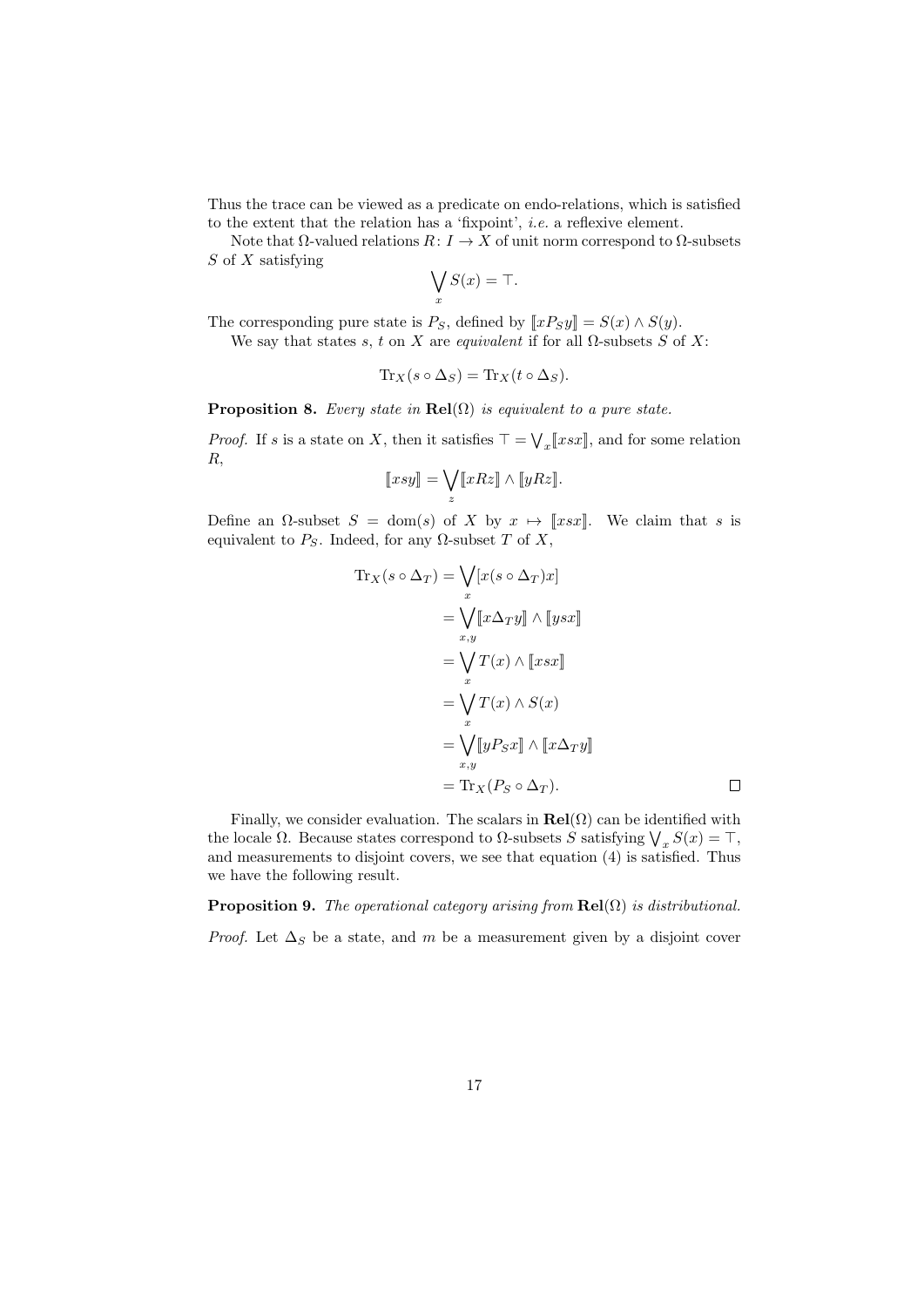Thus the trace can be viewed as a predicate on endo-relations, which is satisfied to the extent that the relation has a 'fixpoint', *i.e.* a reflexive element.

Note that $\Omega$-valued relations $R\colon I \to X$ of unit norm correspond to $\Omega$-subsets $S$ of $X$ satisfying

$$\bigvee_x S(x) = \top.$$

The corresponding pure state is $P_S$, defined by $[\![xP_Sy]\!] = S(x) \wedge S(y)$.

We say that states $s$, $t$ on $X$ are *equivalent* if for all $\Omega$-subsets $S$ of $X$:

$$\mathrm{Tr}_X(s \circ \Delta_S) = \mathrm{Tr}_X(t \circ \Delta_S).$$

**Proposition 8.** *Every state in* $\mathbf{Rel}(\Omega)$ *is equivalent to a pure state.*

*Proof.* If $s$ is a state on $X$, then it satisfies $\top = \bigvee_x [\![xsx]\!]$, and for some relation $R$,

$$[\![xsy]\!] = \bigvee_z [\![xRz]\!] \wedge [\![yRz]\!].$$

Define an $\Omega$-subset $S = \mathrm{dom}(s)$ of $X$ by $x \mapsto [\![xsx]\!]$. We claim that $s$ is equivalent to $P_S$. Indeed, for any $\Omega$-subset $T$ of $X$,

$$\begin{aligned}
\mathrm{Tr}_X(s \circ \Delta_T) &= \bigvee_x [x(s \circ \Delta_T)x] \\
&= \bigvee_{x,y} [\![x\Delta_T y]\!] \wedge [\![ysx]\!] \\
&= \bigvee_x T(x) \wedge [\![xsx]\!] \\
&= \bigvee_x T(x) \wedge S(x) \\
&= \bigvee_{x,y} [\![yP_Sx]\!] \wedge [\![x\Delta_T y]\!] \\
&= \mathrm{Tr}_X(P_S \circ \Delta_T).
\end{aligned}$$

$\square$

Finally, we consider evaluation. The scalars in $\mathbf{Rel}(\Omega)$ can be identified with the locale $\Omega$. Because states correspond to $\Omega$-subsets $S$ satisfying $\bigvee_x S(x) = \top$, and measurements to disjoint covers, we see that equation (4) is satisfied. Thus we have the following result.

**Proposition 9.** *The operational category arising from* $\mathbf{Rel}(\Omega)$ *is distributional.*

*Proof.* Let $\Delta_S$ be a state, and $m$ be a measurement given by a disjoint cover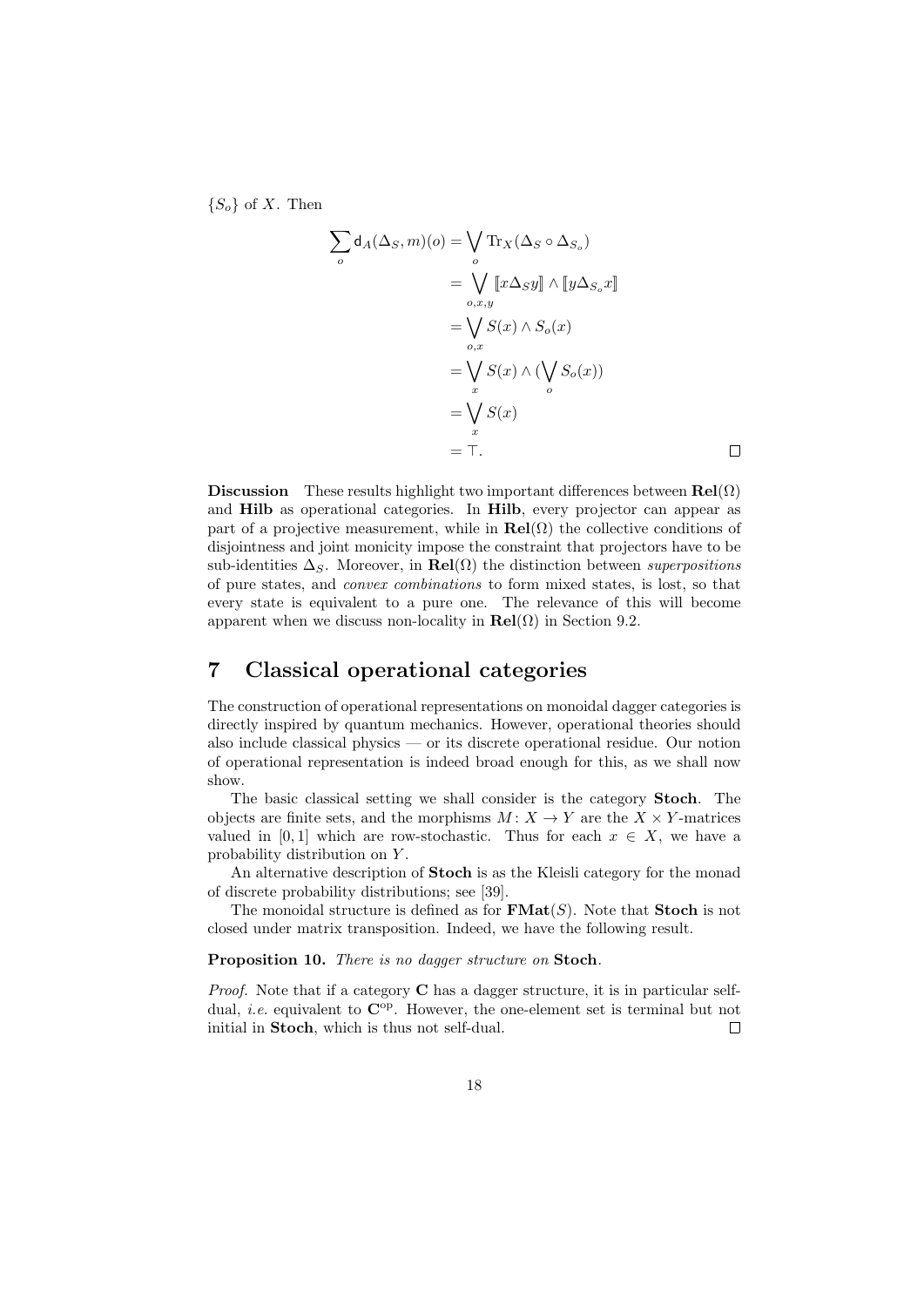$\{S_o\}$ of $X$. Then

$$
\begin{aligned}
\sum_o \mathsf{d}_A(\Delta_S, m)(o) &= \bigvee_o \mathrm{Tr}_X(\Delta_S \circ \Delta_{S_o}) \\
&= \bigvee_{o,x,y} [\![x \Delta_S y]\!] \wedge [\![y \Delta_{S_o} x]\!] \\
&= \bigvee_{o,x} S(x) \wedge S_o(x) \\
&= \bigvee_x S(x) \wedge (\bigvee_o S_o(x)) \\
&= \bigvee_x S(x) \\
&= \top.
\end{aligned}
$$

□

**Discussion** These results highlight two important differences between $\mathbf{Rel}(\Omega)$ and **Hilb** as operational categories. In **Hilb**, every projector can appear as part of a projective measurement, while in $\mathbf{Rel}(\Omega)$ the collective conditions of disjointness and joint monicity impose the constraint that projectors have to be sub-identities $\Delta_S$. Moreover, in $\mathbf{Rel}(\Omega)$ the distinction between *superpositions* of pure states, and *convex combinations* to form mixed states, is lost, so that every state is equivalent to a pure one. The relevance of this will become apparent when we discuss non-locality in $\mathbf{Rel}(\Omega)$ in Section 9.2.

# 7 Classical operational categories

The construction of operational representations on monoidal dagger categories is directly inspired by quantum mechanics. However, operational theories should also include classical physics — or its discrete operational residue. Our notion of operational representation is indeed broad enough for this, as we shall now show.

The basic classical setting we shall consider is the category **Stoch**. The objects are finite sets, and the morphisms $M : X \to Y$ are the $X \times Y$-matrices valued in $[0, 1]$ which are row-stochastic. Thus for each $x \in X$, we have a probability distribution on $Y$.

An alternative description of **Stoch** is as the Kleisli category for the monad of discrete probability distributions; see [39].

The monoidal structure is defined as for $\mathbf{FMat}(S)$. Note that **Stoch** is not closed under matrix transposition. Indeed, we have the following result.

**Proposition 10.** *There is no dagger structure on* **Stoch**.

*Proof.* Note that if a category $\mathbf{C}$ has a dagger structure, it is in particular self-dual, *i.e.* equivalent to $\mathbf{C}^{\mathrm{op}}$. However, the one-element set is terminal but not initial in **Stoch**, which is thus not self-dual. □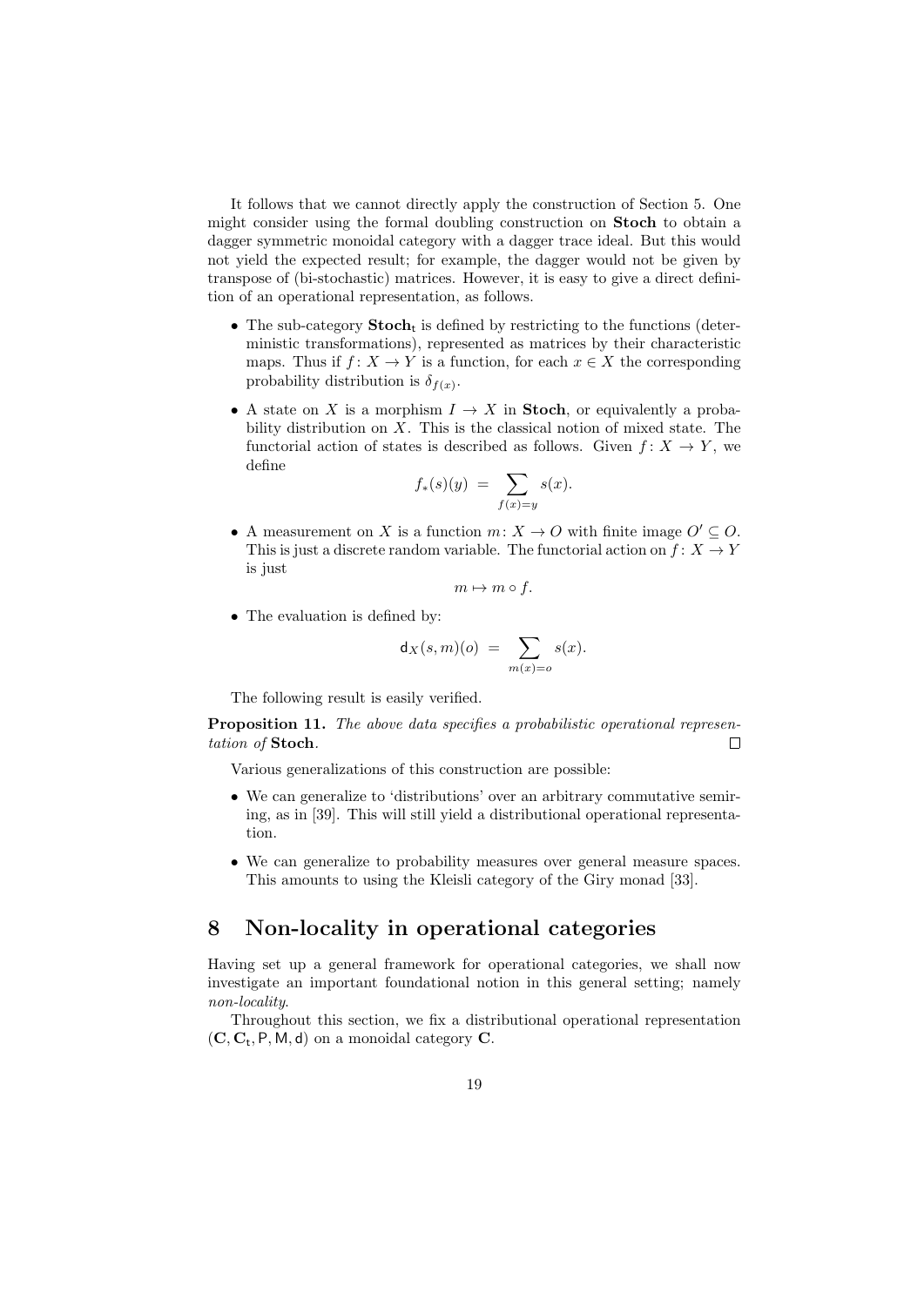It follows that we cannot directly apply the construction of Section 5. One might consider using the formal doubling construction on **Stoch** to obtain a dagger symmetric monoidal category with a dagger trace ideal. But this would not yield the expected result; for example, the dagger would not be given by transpose of (bi-stochastic) matrices. However, it is easy to give a direct definition of an operational representation, as follows.

- The sub-category $\mathbf{Stoch}_{\mathsf{t}}$ is defined by restricting to the functions (deterministic transformations), represented as matrices by their characteristic maps. Thus if $f : X \to Y$ is a function, for each $x \in X$ the corresponding probability distribution is $\delta_{f(x)}$.
- A state on $X$ is a morphism $I \to X$ in **Stoch**, or equivalently a probability distribution on $X$. This is the classical notion of mixed state. The functorial action of states is described as follows. Given $f : X \to Y$, we define

$$f_*(s)(y) \;=\; \sum_{f(x)=y} s(x).$$

- A measurement on $X$ is a function $m : X \to O$ with finite image $O' \subseteq O$. This is just a discrete random variable. The functorial action on $f : X \to Y$ is just

$$m \mapsto m \circ f.$$

- The evaluation is defined by:

$$\mathsf{d}_X(s, m)(o) \;=\; \sum_{m(x)=o} s(x).$$

The following result is easily verified.

**Proposition 11.** *The above data specifies a probabilistic operational representation of* **Stoch**. □

Various generalizations of this construction are possible:

- We can generalize to 'distributions' over an arbitrary commutative semiring, as in [39]. This will still yield a distributional operational representation.
- We can generalize to probability measures over general measure spaces. This amounts to using the Kleisli category of the Giry monad [33].

# 8 Non-locality in operational categories

Having set up a general framework for operational categories, we shall now investigate an important foundational notion in this general setting; namely *non-locality*.

Throughout this section, we fix a distributional operational representation $(\mathbf{C}, \mathbf{C}_{\mathsf{t}}, \mathsf{P}, \mathsf{M}, \mathsf{d})$ on a monoidal category $\mathbf{C}$.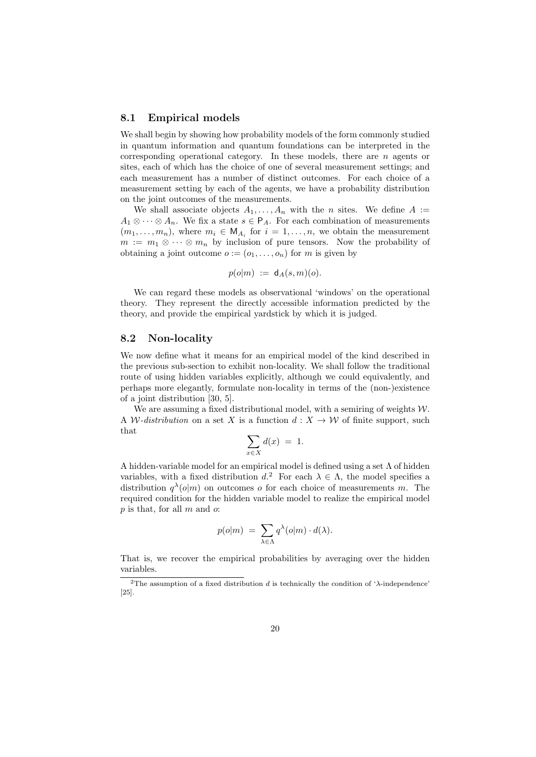### 8.1 Empirical models

We shall begin by showing how probability models of the form commonly studied in quantum information and quantum foundations can be interpreted in the corresponding operational category. In these models, there are $n$ agents or sites, each of which has the choice of one of several measurement settings; and each measurement has a number of distinct outcomes. For each choice of a measurement setting by each of the agents, we have a probability distribution on the joint outcomes of the measurements.

We shall associate objects $A_1, \ldots, A_n$ with the $n$ sites. We define $A := A_1 \otimes \cdots \otimes A_n$. We fix a state $s \in \mathsf{P}_A$. For each combination of measurements $(m_1, \ldots, m_n)$, where $m_i \in \mathsf{M}_{A_i}$ for $i = 1, \ldots, n$, we obtain the measurement $m := m_1 \otimes \cdots \otimes m_n$ by inclusion of pure tensors. Now the probability of obtaining a joint outcome $o := (o_1, \ldots, o_n)$ for $m$ is given by

$$p(o|m) \; := \; \mathsf{d}_A(s, m)(o).$$

We can regard these models as observational 'windows' on the operational theory. They represent the directly accessible information predicted by the theory, and provide the empirical yardstick by which it is judged.

### 8.2 Non-locality

We now define what it means for an empirical model of the kind described in the previous sub-section to exhibit non-locality. We shall follow the traditional route of using hidden variables explicitly, although we could equivalently, and perhaps more elegantly, formulate non-locality in terms of the (non-)existence of a joint distribution [30, 5].

We are assuming a fixed distributional model, with a semiring of weights $\mathcal{W}$. A *$\mathcal{W}$-distribution* on a set $X$ is a function $d : X \rightarrow \mathcal{W}$ of finite support, such that

$$\sum_{x \in X} d(x) \; = \; 1.$$

A hidden-variable model for an empirical model is defined using a set $\Lambda$ of hidden variables, with a fixed distribution $d$.[2] For each $\lambda \in \Lambda$, the model specifies a distribution $q^{\lambda}(o|m)$ on outcomes $o$ for each choice of measurements $m$. The required condition for the hidden variable model to realize the empirical model $p$ is that, for all $m$ and $o$:

$$p(o|m) \; = \; \sum_{\lambda \in \Lambda} q^{\lambda}(o|m) \cdot d(\lambda).$$

That is, we recover the empirical probabilities by averaging over the hidden variables.

[2] The assumption of a fixed distribution $d$ is technically the condition of '$\lambda$-independence' [25].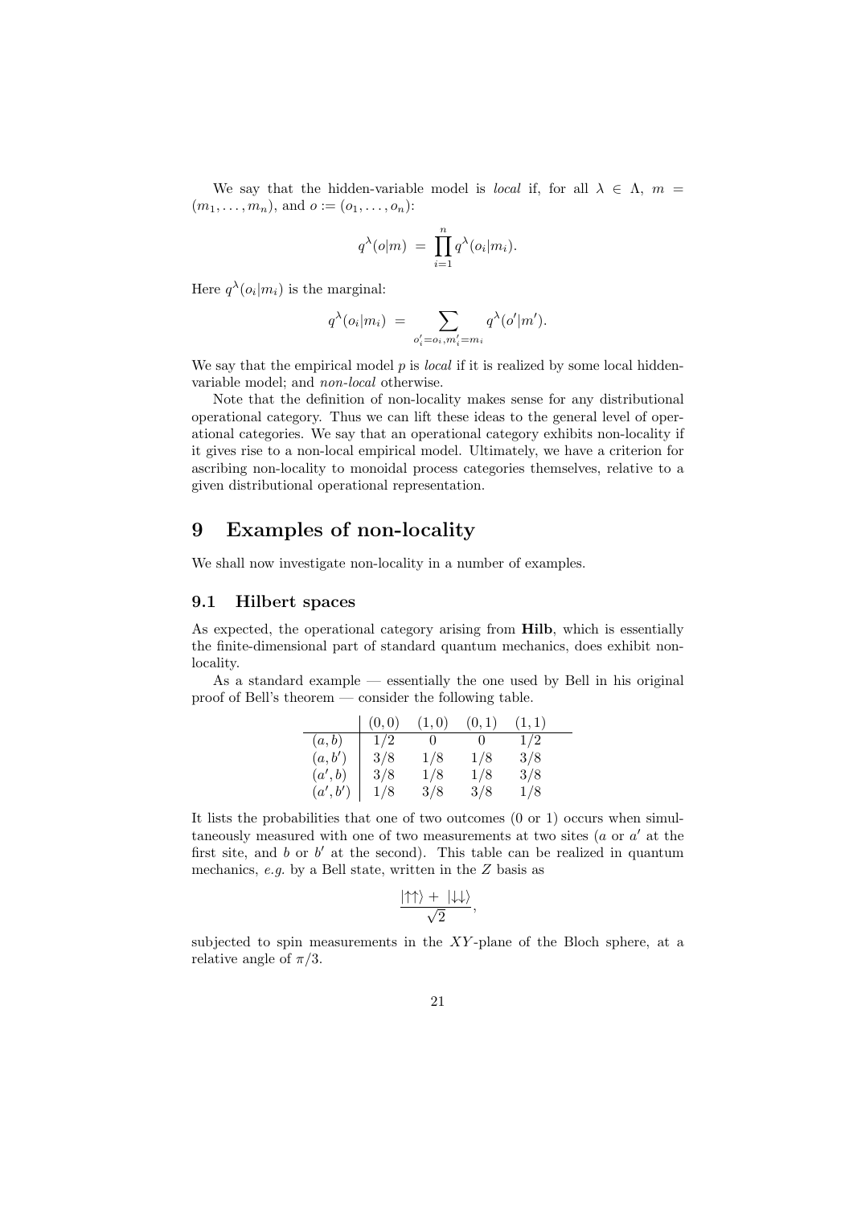We say that the hidden-variable model is *local* if, for all $\lambda \in \Lambda$, $m = (m_1, \ldots, m_n)$, and $o := (o_1, \ldots, o_n)$:

$$q^\lambda(o|m) \;=\; \prod_{i=1}^{n} q^\lambda(o_i|m_i).$$

Here $q^\lambda(o_i|m_i)$ is the marginal:

$$q^\lambda(o_i|m_i) \;=\; \sum_{o'_i = o_i, m'_i = m_i} q^\lambda(o'|m').$$

We say that the empirical model $p$ is *local* if it is realized by some local hidden-variable model; and *non-local* otherwise.

Note that the definition of non-locality makes sense for any distributional operational category. Thus we can lift these ideas to the general level of operational categories. We say that an operational category exhibits non-locality if it gives rise to a non-local empirical model. Ultimately, we have a criterion for ascribing non-locality to monoidal process categories themselves, relative to a given distributional operational representation.

# 9 Examples of non-locality

We shall now investigate non-locality in a number of examples.

## 9.1 Hilbert spaces

As expected, the operational category arising from **Hilb**, which is essentially the finite-dimensional part of standard quantum mechanics, does exhibit non-locality.

As a standard example — essentially the one used by Bell in his original proof of Bell's theorem — consider the following table.

| | $(0,0)$ | $(1,0)$ | $(0,1)$ | $(1,1)$ |
|---|---|---|---|---|
| $(a,b)$ | $1/2$ | $0$ | $0$ | $1/2$ |
| $(a,b')$ | $3/8$ | $1/8$ | $1/8$ | $3/8$ |
| $(a',b)$ | $3/8$ | $1/8$ | $1/8$ | $3/8$ |
| $(a',b')$ | $1/8$ | $3/8$ | $3/8$ | $1/8$ |

It lists the probabilities that one of two outcomes (0 or 1) occurs when simultaneously measured with one of two measurements at two sites ($a$ or $a'$ at the first site, and $b$ or $b'$ at the second). This table can be realized in quantum mechanics, *e.g.* by a Bell state, written in the $Z$ basis as

$$\frac{|\uparrow\uparrow\rangle \,+\, |\downarrow\downarrow\rangle}{\sqrt{2}},$$

subjected to spin measurements in the $XY$-plane of the Bloch sphere, at a relative angle of $\pi/3$.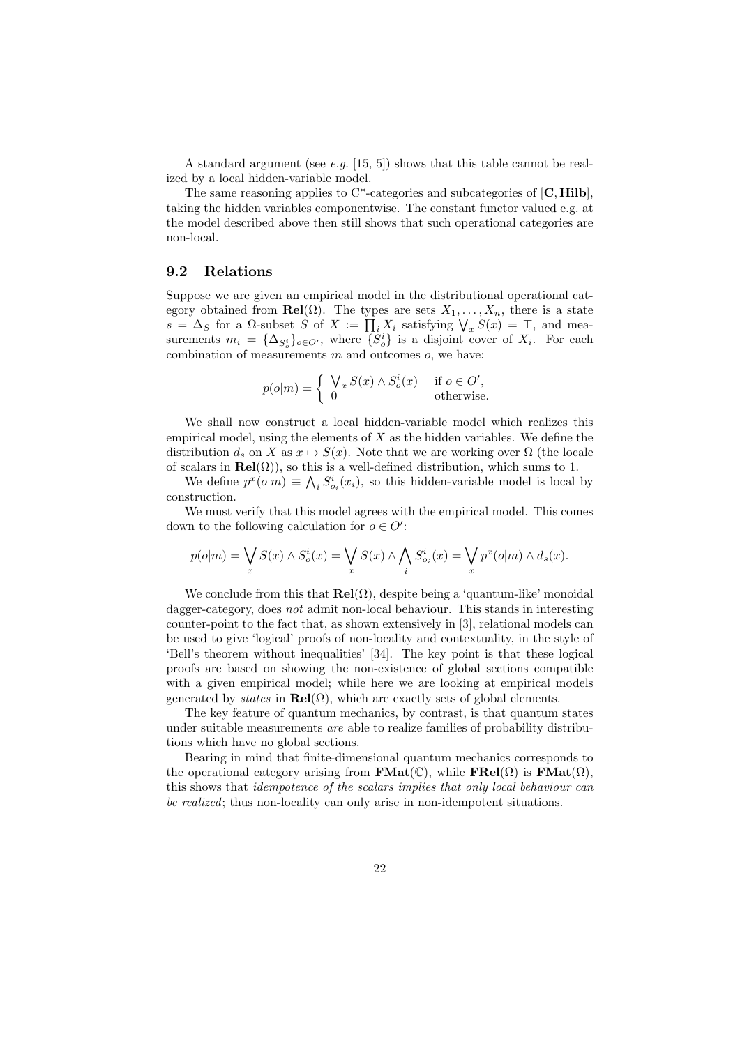A standard argument (see *e.g.* [15, 5]) shows that this table cannot be realized by a local hidden-variable model.

The same reasoning applies to C*-categories and subcategories of $[\mathbf{C}, \mathbf{Hilb}]$, taking the hidden variables componentwise. The constant functor valued e.g. at the model described above then still shows that such operational categories are non-local.

## 9.2 Relations

Suppose we are given an empirical model in the distributional operational category obtained from $\mathbf{Rel}(\Omega)$. The types are sets $X_1, \ldots, X_n$, there is a state $s = \Delta_S$ for a $\Omega$-subset $S$ of $X := \prod_i X_i$ satisfying $\bigvee_x S(x) = \top$, and measurements $m_i = \{\Delta_{S^i_o}\}_{o \in O'}$, where $\{S^i_o\}$ is a disjoint cover of $X_i$. For each combination of measurements $m$ and outcomes $o$, we have:

$$p(o|m) = \begin{cases} \bigvee_x S(x) \wedge S^i_o(x) & \text{if } o \in O', \\ 0 & \text{otherwise.} \end{cases}$$

We shall now construct a local hidden-variable model which realizes this empirical model, using the elements of $X$ as the hidden variables. We define the distribution $d_s$ on $X$ as $x \mapsto S(x)$. Note that we are working over $\Omega$ (the locale of scalars in $\mathbf{Rel}(\Omega)$), so this is a well-defined distribution, which sums to 1.

We define $p^x(o|m) \equiv \bigwedge_i S^i_{o_i}(x_i)$, so this hidden-variable model is local by construction.

We must verify that this model agrees with the empirical model. This comes down to the following calculation for $o \in O'$:

$$p(o|m) = \bigvee_x S(x) \wedge S^i_o(x) = \bigvee_x S(x) \wedge \bigwedge_i S^i_{o_i}(x) = \bigvee_x p^x(o|m) \wedge d_s(x).$$

We conclude from this that $\mathbf{Rel}(\Omega)$, despite being a 'quantum-like' monoidal dagger-category, does *not* admit non-local behaviour. This stands in interesting counter-point to the fact that, as shown extensively in [3], relational models can be used to give 'logical' proofs of non-locality and contextuality, in the style of 'Bell's theorem without inequalities' [34]. The key point is that these logical proofs are based on showing the non-existence of global sections compatible with a given empirical model; while here we are looking at empirical models generated by *states* in $\mathbf{Rel}(\Omega)$, which are exactly sets of global elements.

The key feature of quantum mechanics, by contrast, is that quantum states under suitable measurements *are* able to realize families of probability distributions which have no global sections.

Bearing in mind that finite-dimensional quantum mechanics corresponds to the operational category arising from $\mathbf{FMat}(\mathbb{C})$, while $\mathbf{FRel}(\Omega)$ is $\mathbf{FMat}(\Omega)$, this shows that *idempotence of the scalars implies that only local behaviour can be realized*; thus non-locality can only arise in non-idempotent situations.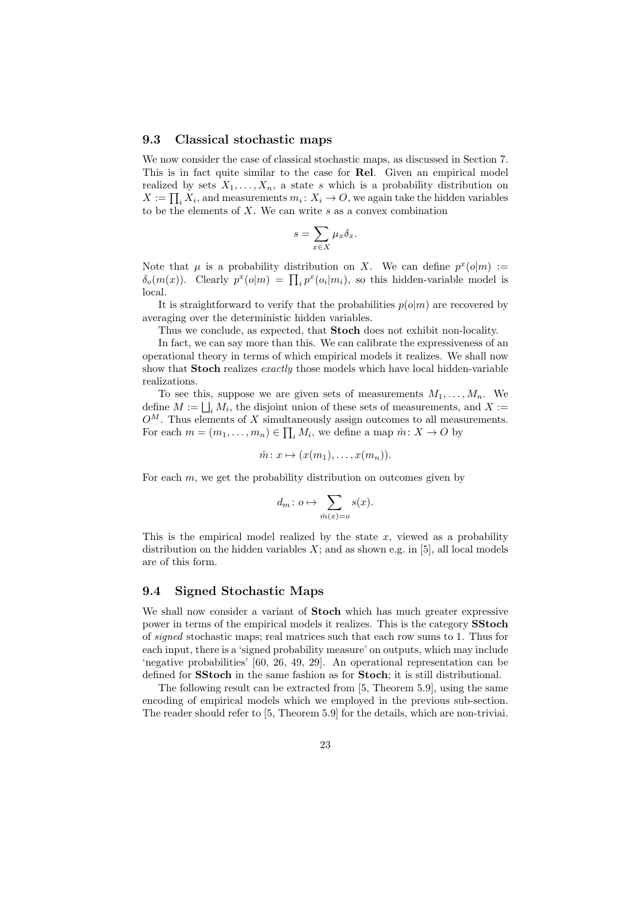### 9.3 Classical stochastic maps

We now consider the case of classical stochastic maps, as discussed in Section 7. This is in fact quite similar to the case for **Rel**. Given an empirical model realized by sets $X_1, \ldots, X_n$, a state $s$ which is a probability distribution on $X := \prod_i X_i$, and measurements $m_i \colon X_i \to O$, we again take the hidden variables to be the elements of $X$. We can write $s$ as a convex combination

$$s = \sum_{x \in X} \mu_x \delta_x.$$

Note that $\mu$ is a probability distribution on $X$. We can define $p^x(o|m) := \delta_o(m(x))$. Clearly $p^x(o|m) = \prod_i p^x(o_i|m_i)$, so this hidden-variable model is local.

It is straightforward to verify that the probabilities $p(o|m)$ are recovered by averaging over the deterministic hidden variables.

Thus we conclude, as expected, that **Stoch** does not exhibit non-locality.

In fact, we can say more than this. We can calibrate the expressiveness of an operational theory in terms of which empirical models it realizes. We shall now show that **Stoch** realizes *exactly* those models which have local hidden-variable realizations.

To see this, suppose we are given sets of measurements $M_1, \ldots, M_n$. We define $M := \bigsqcup_i M_i$, the disjoint union of these sets of measurements, and $X := O^M$. Thus elements of $X$ simultaneously assign outcomes to all measurements. For each $m = (m_1, \ldots, m_n) \in \prod_i M_i$, we define a map $\hat{m} \colon X \to O$ by

$$\hat{m} \colon x \mapsto (x(m_1), \ldots, x(m_n)).$$

For each $m$, we get the probability distribution on outcomes given by

$$d_m \colon o \mapsto \sum_{\hat{m}(x) = o} s(x).$$

This is the empirical model realized by the state $x$, viewed as a probability distribution on the hidden variables $X$; and as shown e.g. in [5], all local models are of this form.

### 9.4 Signed Stochastic Maps

We shall now consider a variant of **Stoch** which has much greater expressive power in terms of the empirical models it realizes. This is the category **SStoch** of *signed* stochastic maps; real matrices such that each row sums to 1. Thus for each input, there is a 'signed probability measure' on outputs, which may include 'negative probabilities' [60, 26, 49, 29]. An operational representation can be defined for **SStoch** in the same fashion as for **Stoch**; it is still distributional.

The following result can be extracted from [5, Theorem 5.9], using the same encoding of empirical models which we employed in the previous sub-section. The reader should refer to [5, Theorem 5.9] for the details, which are non-triviai.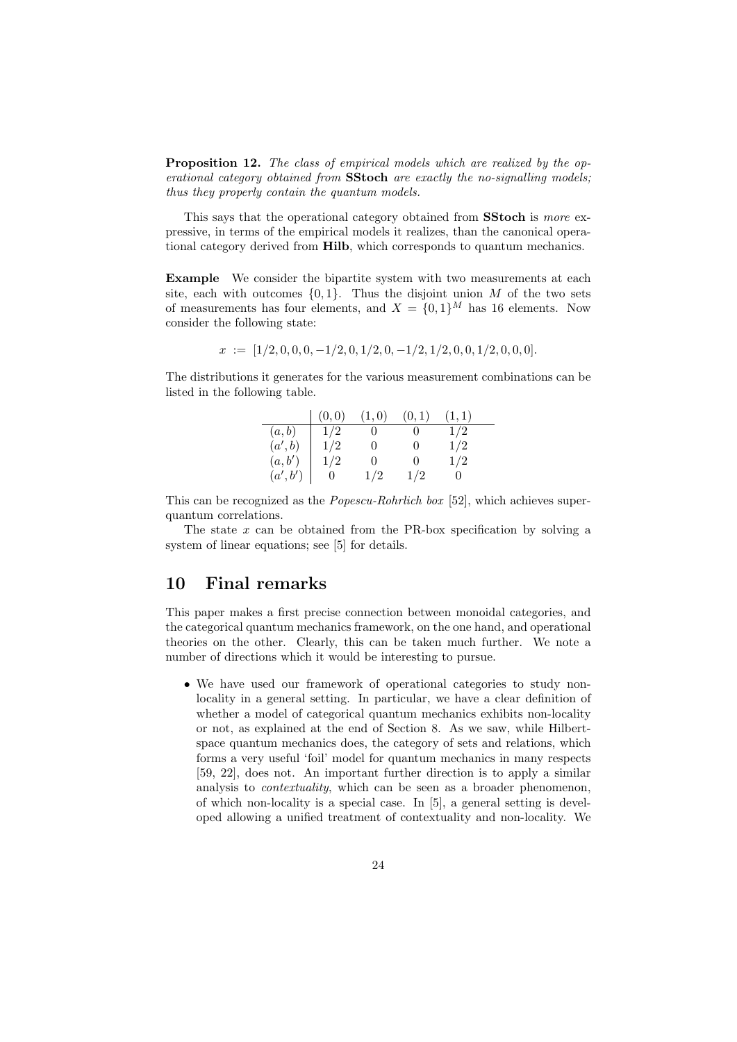**Proposition 12.** *The class of empirical models which are realized by the operational category obtained from* **SStoch** *are exactly the no-signalling models; thus they properly contain the quantum models.*

This says that the operational category obtained from **SStoch** is *more* expressive, in terms of the empirical models it realizes, than the canonical operational category derived from **Hilb**, which corresponds to quantum mechanics.

**Example** We consider the bipartite system with two measurements at each site, each with outcomes $\{0, 1\}$. Thus the disjoint union $M$ of the two sets of measurements has four elements, and $X = \{0, 1\}^M$ has 16 elements. Now consider the following state:

$$x \ := \ [1/2, 0, 0, 0, -1/2, 0, 1/2, 0, -1/2, 1/2, 0, 0, 1/2, 0, 0, 0].$$

The distributions it generates for the various measurement combinations can be listed in the following table.

| | $(0,0)$ | $(1,0)$ | $(0,1)$ | $(1,1)$ |
|---|---|---|---|---|
| $(a,b)$ | $1/2$ | $0$ | $0$ | $1/2$ |
| $(a',b)$ | $1/2$ | $0$ | $0$ | $1/2$ |
| $(a,b')$ | $1/2$ | $0$ | $0$ | $1/2$ |
| $(a',b')$ | $0$ | $1/2$ | $1/2$ | $0$ |

This can be recognized as the *Popescu-Rohrlich box* [52], which achieves super-quantum correlations.

The state $x$ can be obtained from the PR-box specification by solving a system of linear equations; see [5] for details.

## 10 Final remarks

This paper makes a first precise connection between monoidal categories, and the categorical quantum mechanics framework, on the one hand, and operational theories on the other. Clearly, this can be taken much further. We note a number of directions which it would be interesting to pursue.

- We have used our framework of operational categories to study non-locality in a general setting. In particular, we have a clear definition of whether a model of categorical quantum mechanics exhibits non-locality or not, as explained at the end of Section 8. As we saw, while Hilbert-space quantum mechanics does, the category of sets and relations, which forms a very useful 'foil' model for quantum mechanics in many respects [59, 22], does not. An important further direction is to apply a similar analysis to *contextuality*, which can be seen as a broader phenomenon, of which non-locality is a special case. In [5], a general setting is developed allowing a unified treatment of contextuality and non-locality. We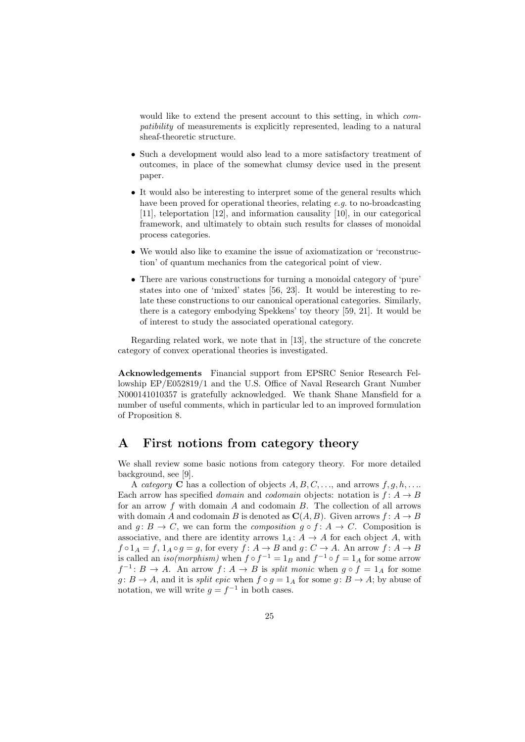would like to extend the present account to this setting, in which *compatibility* of measurements is explicitly represented, leading to a natural sheaf-theoretic structure.

- Such a development would also lead to a more satisfactory treatment of outcomes, in place of the somewhat clumsy device used in the present paper.
- It would also be interesting to interpret some of the general results which have been proved for operational theories, relating *e.g.* to no-broadcasting [11], teleportation [12], and information causality [10], in our categorical framework, and ultimately to obtain such results for classes of monoidal process categories.
- We would also like to examine the issue of axiomatization or 'reconstruction' of quantum mechanics from the categorical point of view.
- There are various constructions for turning a monoidal category of 'pure' states into one of 'mixed' states [56, 23]. It would be interesting to relate these constructions to our canonical operational categories. Similarly, there is a category embodying Spekkens' toy theory [59, 21]. It would be of interest to study the associated operational category.

Regarding related work, we note that in [13], the structure of the concrete category of convex operational theories is investigated.

**Acknowledgements** Financial support from EPSRC Senior Research Fellowship EP/E052819/1 and the U.S. Office of Naval Research Grant Number N000141010357 is gratefully acknowledged. We thank Shane Mansfield for a number of useful comments, which in particular led to an improved formulation of Proposition 8.

# A First notions from category theory

We shall review some basic notions from category theory. For more detailed background, see [9].

A *category* $\mathbf{C}$ has a collection of objects $A, B, C, \ldots$, and arrows $f, g, h, \ldots$. Each arrow has specified *domain* and *codomain* objects: notation is $f \colon A \to B$ for an arrow $f$ with domain $A$ and codomain $B$. The collection of all arrows with domain $A$ and codomain $B$ is denoted as $\mathbf{C}(A, B)$. Given arrows $f \colon A \to B$ and $g \colon B \to C$, we can form the *composition* $g \circ f \colon A \to C$. Composition is associative, and there are identity arrows $1_A \colon A \to A$ for each object $A$, with $f \circ 1_A = f$, $1_A \circ g = g$, for every $f \colon A \to B$ and $g \colon C \to A$. An arrow $f \colon A \to B$ is called an *iso(morphism)* when $f \circ f^{-1} = 1_B$ and $f^{-1} \circ f = 1_A$ for some arrow $f^{-1} \colon B \to A$. An arrow $f \colon A \to B$ is *split monic* when $g \circ f = 1_A$ for some $g \colon B \to A$, and it is *split epic* when $f \circ g = 1_A$ for some $g \colon B \to A$; by abuse of notation, we will write $g = f^{-1}$ in both cases.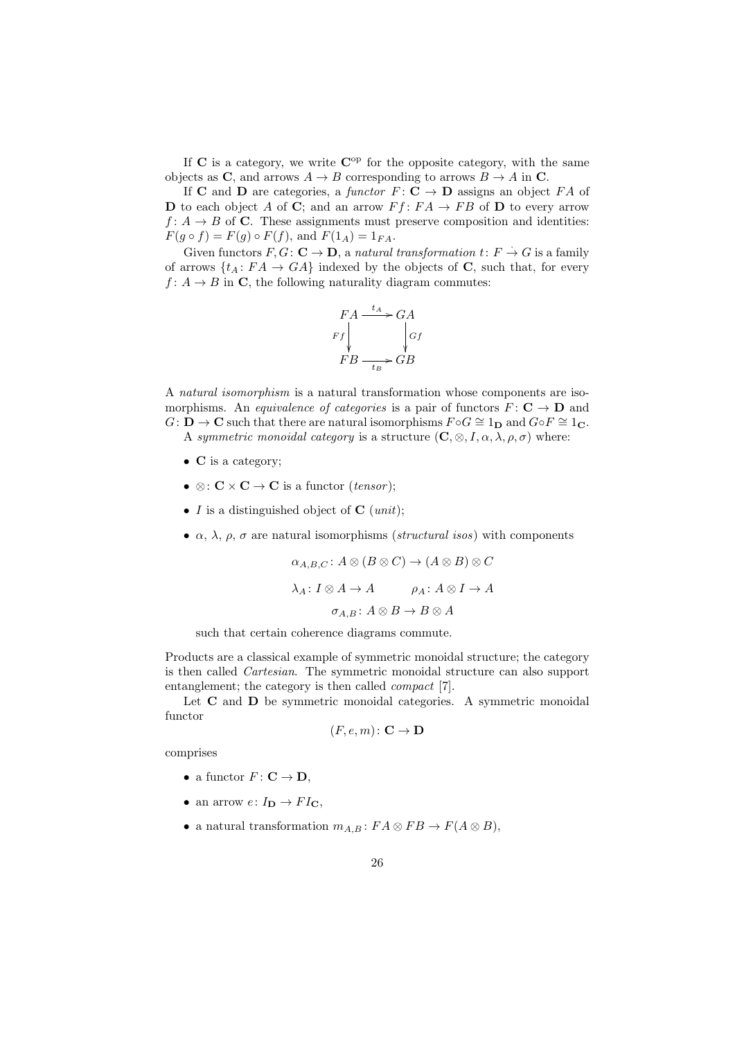If $\mathbf{C}$ is a category, we write $\mathbf{C}^{\mathrm{op}}$ for the opposite category, with the same objects as $\mathbf{C}$, and arrows $A \to B$ corresponding to arrows $B \to A$ in $\mathbf{C}$.

If $\mathbf{C}$ and $\mathbf{D}$ are categories, a *functor* $F\colon \mathbf{C} \to \mathbf{D}$ assigns an object $FA$ of $\mathbf{D}$ to each object $A$ of $\mathbf{C}$; and an arrow $Ff\colon FA \to FB$ of $\mathbf{D}$ to every arrow $f\colon A \to B$ of $\mathbf{C}$. These assignments must preserve composition and identities: $F(g \circ f) = F(g) \circ F(f)$, and $F(1_A) = 1_{FA}$.

Given functors $F, G\colon \mathbf{C} \to \mathbf{D}$, a *natural transformation* $t\colon F \stackrel{.}{\to} G$ is a family of arrows $\{t_A\colon FA \to GA\}$ indexed by the objects of $\mathbf{C}$, such that, for every $f\colon A \to B$ in $\mathbf{C}$, the following naturality diagram commutes:

$$\begin{array}{ccc} FA & \xrightarrow{t_A} & GA \\ {\scriptstyle Ff}\downarrow & & \downarrow{\scriptstyle Gf} \\ FB & \xrightarrow[t_B]{} & GB \end{array}$$

A *natural isomorphism* is a natural transformation whose components are isomorphisms. An *equivalence of categories* is a pair of functors $F\colon \mathbf{C} \to \mathbf{D}$ and $G\colon \mathbf{D} \to \mathbf{C}$ such that there are natural isomorphisms $F \circ G \cong 1_{\mathbf{D}}$ and $G \circ F \cong 1_{\mathbf{C}}$.

A *symmetric monoidal category* is a structure $(\mathbf{C}, \otimes, I, \alpha, \lambda, \rho, \sigma)$ where:

- $\mathbf{C}$ is a category;
- $\otimes\colon \mathbf{C} \times \mathbf{C} \to \mathbf{C}$ is a functor (*tensor*);
- $I$ is a distinguished object of $\mathbf{C}$ (*unit*);
- $\alpha$, $\lambda$, $\rho$, $\sigma$ are natural isomorphisms (*structural isos*) with components

$$\alpha_{A,B,C}\colon A \otimes (B \otimes C) \to (A \otimes B) \otimes C$$

$$\lambda_A\colon I \otimes A \to A \qquad \rho_A\colon A \otimes I \to A$$

$$\sigma_{A,B}\colon A \otimes B \to B \otimes A$$

  such that certain coherence diagrams commute.

Products are a classical example of symmetric monoidal structure; the category is then called *Cartesian*. The symmetric monoidal structure can also support entanglement; the category is then called *compact* [7].

Let $\mathbf{C}$ and $\mathbf{D}$ be symmetric monoidal categories. A symmetric monoidal functor

$$(F, e, m)\colon \mathbf{C} \to \mathbf{D}$$

comprises

- a functor $F\colon \mathbf{C} \to \mathbf{D}$,
- an arrow $e\colon I_{\mathbf{D}} \to FI_{\mathbf{C}}$,
- a natural transformation $m_{A,B}\colon FA \otimes FB \to F(A \otimes B)$,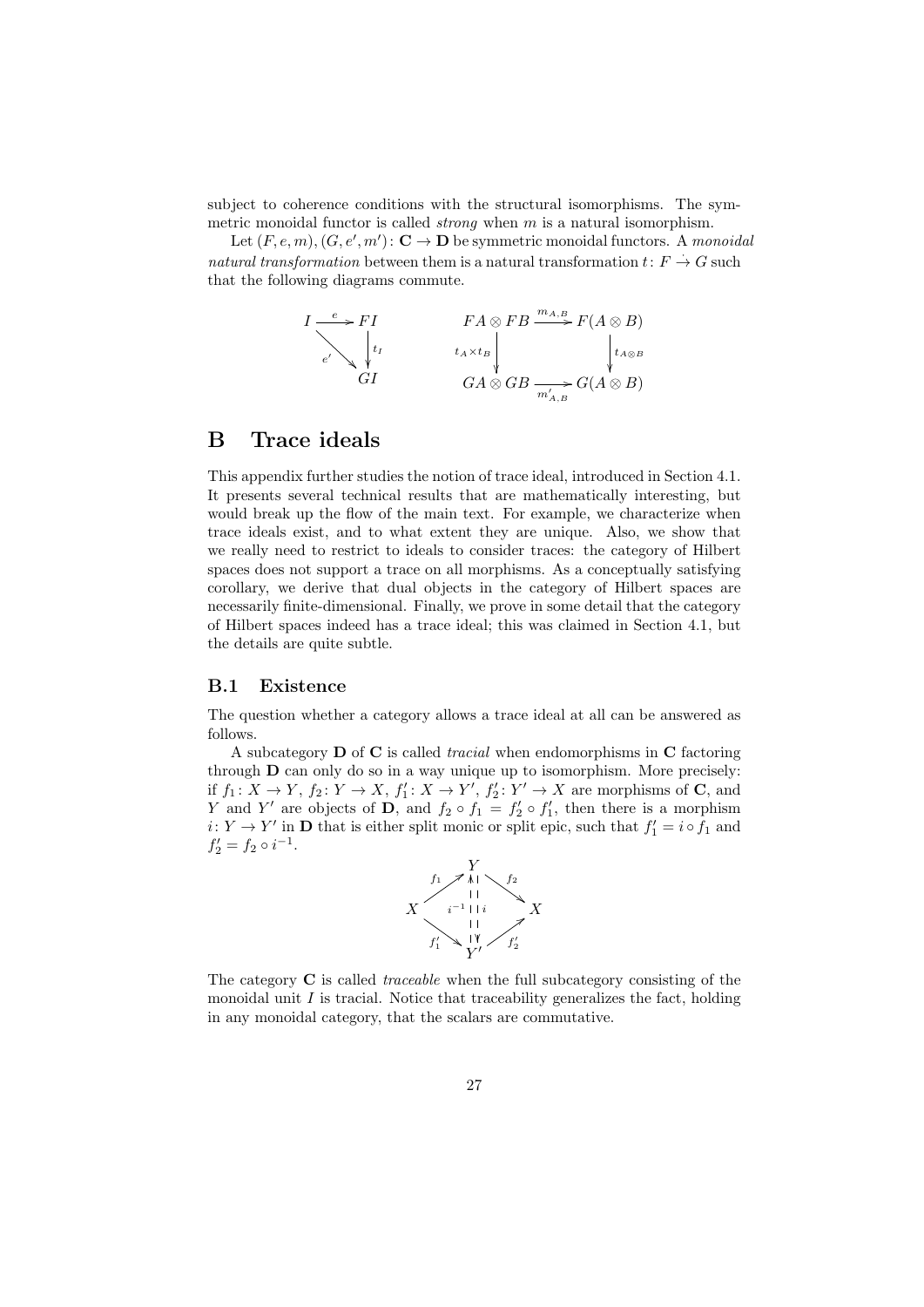subject to coherence conditions with the structural isomorphisms. The symmetric monoidal functor is called *strong* when $m$ is a natural isomorphism.

Let $(F, e, m), (G, e', m') \colon \mathbf{C} \to \mathbf{D}$ be symmetric monoidal functors. A *monoidal natural transformation* between them is a natural transformation $t \colon F \dot{\to} G$ such that the following diagrams commute.

$$
\begin{array}{ccc}
I & \xrightarrow{e} & FI \\
& \searrow^{e'} & \downarrow t_I \\
& & GI
\end{array}
\qquad\qquad
\begin{array}{ccc}
FA \otimes FB & \xrightarrow{m_{A,B}} & F(A \otimes B) \\
\downarrow t_A \times t_B & & \downarrow t_{A \otimes B} \\
GA \otimes GB & \xrightarrow[m'_{A,B}]{} & G(A \otimes B)
\end{array}
$$

# B Trace ideals

This appendix further studies the notion of trace ideal, introduced in Section 4.1. It presents several technical results that are mathematically interesting, but would break up the flow of the main text. For example, we characterize when trace ideals exist, and to what extent they are unique. Also, we show that we really need to restrict to ideals to consider traces: the category of Hilbert spaces does not support a trace on all morphisms. As a conceptually satisfying corollary, we derive that dual objects in the category of Hilbert spaces are necessarily finite-dimensional. Finally, we prove in some detail that the category of Hilbert spaces indeed has a trace ideal; this was claimed in Section 4.1, but the details are quite subtle.

## B.1 Existence

The question whether a category allows a trace ideal at all can be answered as follows.

A subcategory $\mathbf{D}$ of $\mathbf{C}$ is called *tracial* when endomorphisms in $\mathbf{C}$ factoring through $\mathbf{D}$ can only do so in a way unique up to isomorphism. More precisely: if $f_1 \colon X \to Y$, $f_2 \colon Y \to X$, $f_1' \colon X \to Y'$, $f_2' \colon Y' \to X$ are morphisms of $\mathbf{C}$, and $Y$ and $Y'$ are objects of $\mathbf{D}$, and $f_2 \circ f_1 = f_2' \circ f_1'$, then there is a morphism $i \colon Y \to Y'$ in $\mathbf{D}$ that is either split monic or split epic, such that $f_1' = i \circ f_1$ and $f_2' = f_2 \circ i^{-1}$.

$$
\begin{array}{ccccc}
 & & Y & & \\
 & \nearrow^{f_1} & i^{-1} \uparrow \downarrow i & \searrow^{f_2} & \\
X & & & & X \\
 & \searrow_{f_1'} & & \nearrow_{f_2'} & \\
 & & Y' & &
\end{array}
$$

The category $\mathbf{C}$ is called *traceable* when the full subcategory consisting of the monoidal unit $I$ is tracial. Notice that traceability generalizes the fact, holding in any monoidal category, that the scalars are commutative.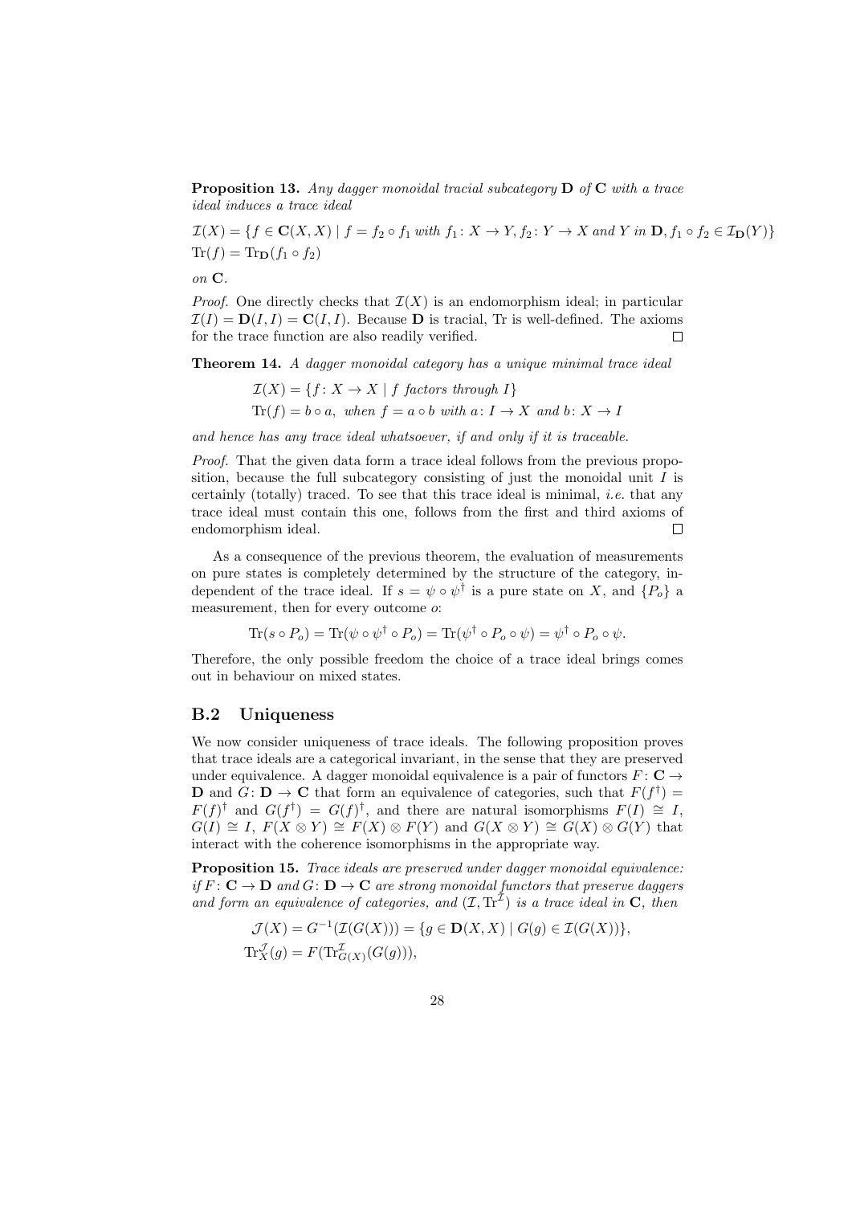**Proposition 13.** *Any dagger monoidal tracial subcategory* $\mathbf{D}$ *of* $\mathbf{C}$ *with a trace ideal induces a trace ideal*

$$\mathcal{I}(X) = \{f \in \mathbf{C}(X,X) \mid f = f_2 \circ f_1 \text{ with } f_1 \colon X \to Y, f_2 \colon Y \to X \text{ and } Y \text{ in } \mathbf{D}, f_1 \circ f_2 \in \mathcal{I}_{\mathbf{D}}(Y)\}$$
$$\mathrm{Tr}(f) = \mathrm{Tr}_{\mathbf{D}}(f_1 \circ f_2)$$

*on* $\mathbf{C}$.

*Proof.* One directly checks that $\mathcal{I}(X)$ is an endomorphism ideal; in particular $\mathcal{I}(I) = \mathbf{D}(I,I) = \mathbf{C}(I,I)$. Because $\mathbf{D}$ is tracial, Tr is well-defined. The axioms for the trace function are also readily verified. □

**Theorem 14.** *A dagger monoidal category has a unique minimal trace ideal*

$$\mathcal{I}(X) = \{f \colon X \to X \mid f \text{ factors through } I\}$$
$$\mathrm{Tr}(f) = b \circ a, \text{ when } f = a \circ b \text{ with } a \colon I \to X \text{ and } b \colon X \to I$$

*and hence has any trace ideal whatsoever, if and only if it is traceable.*

*Proof.* That the given data form a trace ideal follows from the previous proposition, because the full subcategory consisting of just the monoidal unit $I$ is certainly (totally) traced. To see that this trace ideal is minimal, *i.e.* that any trace ideal must contain this one, follows from the first and third axioms of endomorphism ideal. □

As a consequence of the previous theorem, the evaluation of measurements on pure states is completely determined by the structure of the category, independent of the trace ideal. If $s = \psi \circ \psi^\dagger$ is a pure state on $X$, and $\{P_o\}$ a measurement, then for every outcome $o$:

$$\mathrm{Tr}(s \circ P_o) = \mathrm{Tr}(\psi \circ \psi^\dagger \circ P_o) = \mathrm{Tr}(\psi^\dagger \circ P_o \circ \psi) = \psi^\dagger \circ P_o \circ \psi.$$

Therefore, the only possible freedom the choice of a trace ideal brings comes out in behaviour on mixed states.

## B.2 Uniqueness

We now consider uniqueness of trace ideals. The following proposition proves that trace ideals are a categorical invariant, in the sense that they are preserved under equivalence. A dagger monoidal equivalence is a pair of functors $F \colon \mathbf{C} \to \mathbf{D}$ and $G \colon \mathbf{D} \to \mathbf{C}$ that form an equivalence of categories, such that $F(f^\dagger) = F(f)^\dagger$ and $G(f^\dagger) = G(f)^\dagger$, and there are natural isomorphisms $F(I) \cong I$, $G(I) \cong I$, $F(X \otimes Y) \cong F(X) \otimes F(Y)$ and $G(X \otimes Y) \cong G(X) \otimes G(Y)$ that interact with the coherence isomorphisms in the appropriate way.

**Proposition 15.** *Trace ideals are preserved under dagger monoidal equivalence: if* $F \colon \mathbf{C} \to \mathbf{D}$ *and* $G \colon \mathbf{D} \to \mathbf{C}$ *are strong monoidal functors that preserve daggers and form an equivalence of categories, and* $(\mathcal{I}, \mathrm{Tr}^{\mathcal{I}})$ *is a trace ideal in* $\mathbf{C}$*, then*

$$\mathcal{J}(X) = G^{-1}(\mathcal{I}(G(X))) = \{g \in \mathbf{D}(X,X) \mid G(g) \in \mathcal{I}(G(X))\},$$
$$\mathrm{Tr}^{\mathcal{J}}_X(g) = F(\mathrm{Tr}^{\mathcal{I}}_{G(X)}(G(g))),$$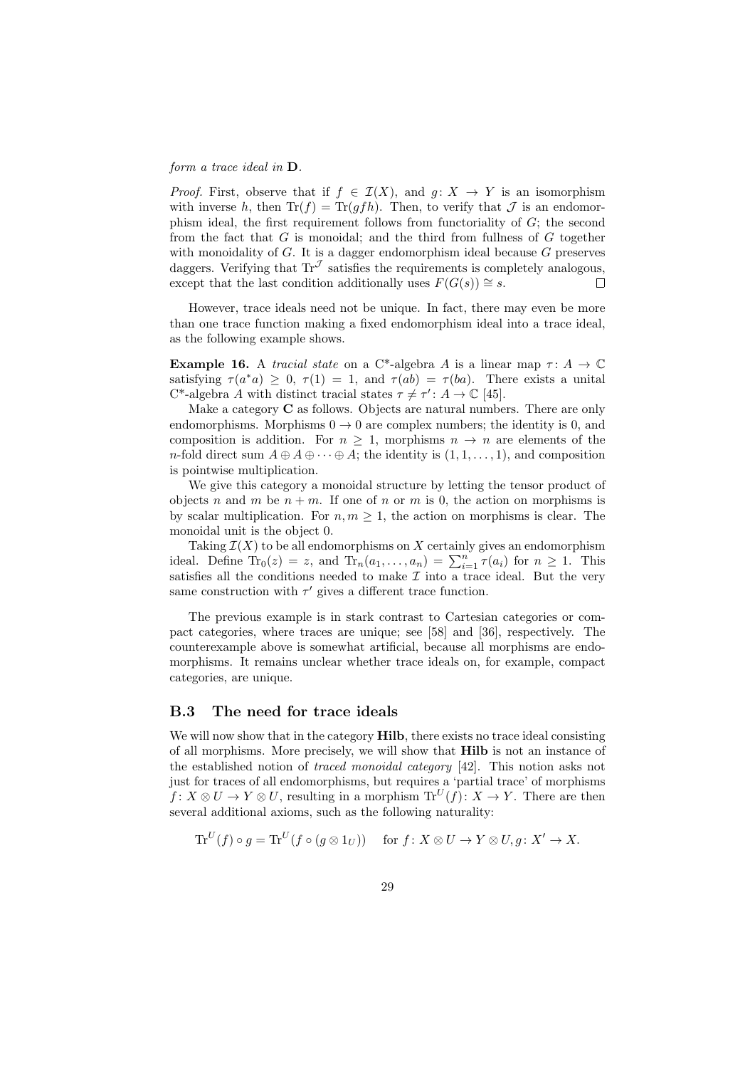*form a trace ideal in* **D**.

*Proof.* First, observe that if $f \in \mathcal{I}(X)$, and $g\colon X \to Y$ is an isomorphism with inverse $h$, then $\mathrm{Tr}(f) = \mathrm{Tr}(gfh)$. Then, to verify that $\mathcal{J}$ is an endomorphism ideal, the first requirement follows from functoriality of $G$; the second from the fact that $G$ is monoidal; and the third from fullness of $G$ together with monoidality of $G$. It is a dagger endomorphism ideal because $G$ preserves daggers. Verifying that $\mathrm{Tr}^{\mathcal{J}}$ satisfies the requirements is completely analogous, except that the last condition additionally uses $F(G(s)) \cong s$. □

However, trace ideals need not be unique. In fact, there may even be more than one trace function making a fixed endomorphism ideal into a trace ideal, as the following example shows.

**Example 16.** A *tracial state* on a C\*-algebra $A$ is a linear map $\tau\colon A \to \mathbb{C}$ satisfying $\tau(a^*a) \geq 0$, $\tau(1) = 1$, and $\tau(ab) = \tau(ba)$. There exists a unital C\*-algebra $A$ with distinct tracial states $\tau \neq \tau'\colon A \to \mathbb{C}$ [45].

Make a category **C** as follows. Objects are natural numbers. There are only endomorphisms. Morphisms $0 \to 0$ are complex numbers; the identity is 0, and composition is addition. For $n \geq 1$, morphisms $n \to n$ are elements of the $n$-fold direct sum $A \oplus A \oplus \cdots \oplus A$; the identity is $(1, 1, \ldots, 1)$, and composition is pointwise multiplication.

We give this category a monoidal structure by letting the tensor product of objects $n$ and $m$ be $n + m$. If one of $n$ or $m$ is 0, the action on morphisms is by scalar multiplication. For $n, m \geq 1$, the action on morphisms is clear. The monoidal unit is the object 0.

Taking $\mathcal{I}(X)$ to be all endomorphisms on $X$ certainly gives an endomorphism ideal. Define $\mathrm{Tr}_0(z) = z$, and $\mathrm{Tr}_n(a_1, \ldots, a_n) = \sum_{i=1}^{n} \tau(a_i)$ for $n \geq 1$. This satisfies all the conditions needed to make $\mathcal{I}$ into a trace ideal. But the very same construction with $\tau'$ gives a different trace function.

The previous example is in stark contrast to Cartesian categories or compact categories, where traces are unique; see [58] and [36], respectively. The counterexample above is somewhat artificial, because all morphisms are endomorphisms. It remains unclear whether trace ideals on, for example, compact categories, are unique.

## B.3 The need for trace ideals

We will now show that in the category **Hilb**, there exists no trace ideal consisting of all morphisms. More precisely, we will show that **Hilb** is not an instance of the established notion of *traced monoidal category* [42]. This notion asks not just for traces of all endomorphisms, but requires a 'partial trace' of morphisms $f\colon X \otimes U \to Y \otimes U$, resulting in a morphism $\mathrm{Tr}^U(f)\colon X \to Y$. There are then several additional axioms, such as the following naturality:

$$\mathrm{Tr}^U(f) \circ g = \mathrm{Tr}^U(f \circ (g \otimes 1_U)) \quad \text{ for } f\colon X \otimes U \to Y \otimes U, g\colon X' \to X.$$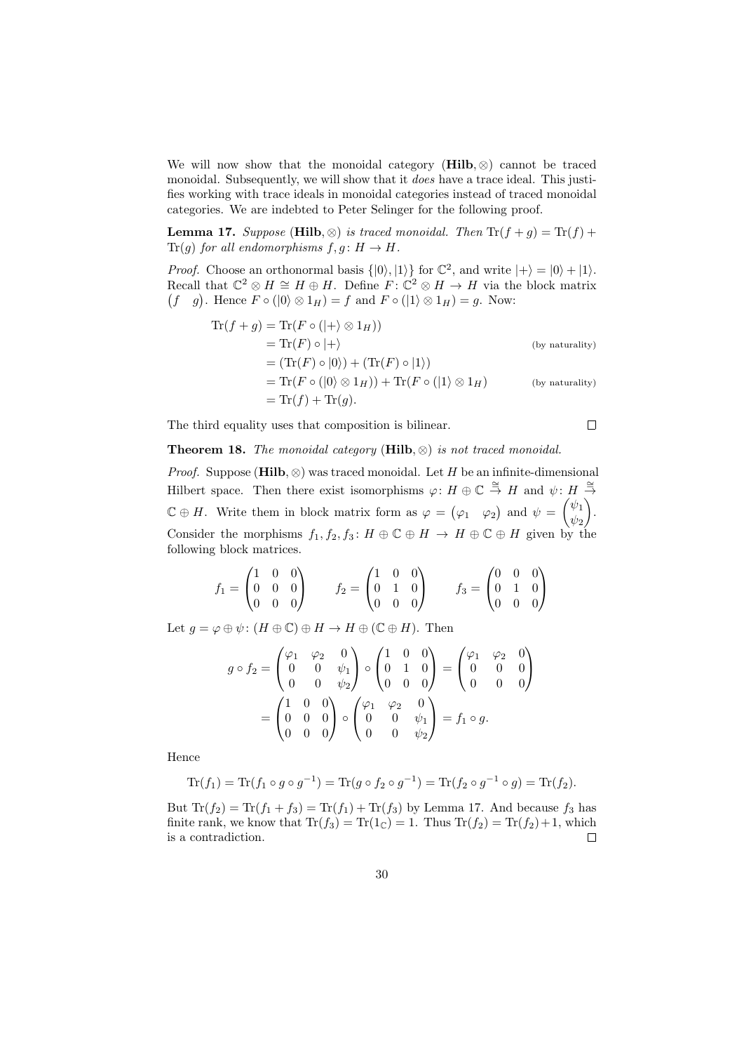We will now show that the monoidal category $(\mathbf{Hilb}, \otimes)$ cannot be traced monoidal. Subsequently, we will show that it *does* have a trace ideal. This justifies working with trace ideals in monoidal categories instead of traced monoidal categories. We are indebted to Peter Selinger for the following proof.

**Lemma 17.** *Suppose $(\mathbf{Hilb}, \otimes)$ is traced monoidal. Then $\mathrm{Tr}(f+g) = \mathrm{Tr}(f) + \mathrm{Tr}(g)$ for all endomorphisms $f, g \colon H \to H$.*

*Proof.* Choose an orthonormal basis $\{|0\rangle, |1\rangle\}$ for $\mathbb{C}^2$, and write $|+\rangle = |0\rangle + |1\rangle$. Recall that $\mathbb{C}^2 \otimes H \cong H \oplus H$. Define $F \colon \mathbb{C}^2 \otimes H \to H$ via the block matrix $\begin{pmatrix} f & g \end{pmatrix}$. Hence $F \circ (|0\rangle \otimes 1_H) = f$ and $F \circ (|1\rangle \otimes 1_H) = g$. Now:

$$
\begin{aligned}
\mathrm{Tr}(f+g) &= \mathrm{Tr}(F \circ (|+\rangle \otimes 1_H)) \\
&= \mathrm{Tr}(F) \circ |+\rangle && \text{(by naturality)} \\
&= (\mathrm{Tr}(F) \circ |0\rangle) + (\mathrm{Tr}(F) \circ |1\rangle) \\
&= \mathrm{Tr}(F \circ (|0\rangle \otimes 1_H)) + \mathrm{Tr}(F \circ (|1\rangle \otimes 1_H) && \text{(by naturality)} \\
&= \mathrm{Tr}(f) + \mathrm{Tr}(g).
\end{aligned}
$$

The third equality uses that composition is bilinear. $\square$

**Theorem 18.** *The monoidal category $(\mathbf{Hilb}, \otimes)$ is not traced monoidal.*

*Proof.* Suppose $(\mathbf{Hilb}, \otimes)$ was traced monoidal. Let $H$ be an infinite-dimensional Hilbert space. Then there exist isomorphisms $\varphi \colon H \oplus \mathbb{C} \xrightarrow{\cong} H$ and $\psi \colon H \xrightarrow{\cong} \mathbb{C} \oplus H$. Write them in block matrix form as $\varphi = \begin{pmatrix} \varphi_1 & \varphi_2 \end{pmatrix}$ and $\psi = \begin{pmatrix} \psi_1 \\ \psi_2 \end{pmatrix}$. Consider the morphisms $f_1, f_2, f_3 \colon H \oplus \mathbb{C} \oplus H \to H \oplus \mathbb{C} \oplus H$ given by the following block matrices.

$$
f_1 = \begin{pmatrix} 1 & 0 & 0 \\ 0 & 0 & 0 \\ 0 & 0 & 0 \end{pmatrix} \qquad f_2 = \begin{pmatrix} 1 & 0 & 0 \\ 0 & 1 & 0 \\ 0 & 0 & 0 \end{pmatrix} \qquad f_3 = \begin{pmatrix} 0 & 0 & 0 \\ 0 & 1 & 0 \\ 0 & 0 & 0 \end{pmatrix}
$$

Let $g = \varphi \oplus \psi \colon (H \oplus \mathbb{C}) \oplus H \to H \oplus (\mathbb{C} \oplus H)$. Then

$$
\begin{aligned}
g \circ f_2 &= \begin{pmatrix} \varphi_1 & \varphi_2 & 0 \\ 0 & 0 & \psi_1 \\ 0 & 0 & \psi_2 \end{pmatrix} \circ \begin{pmatrix} 1 & 0 & 0 \\ 0 & 1 & 0 \\ 0 & 0 & 0 \end{pmatrix} = \begin{pmatrix} \varphi_1 & \varphi_2 & 0 \\ 0 & 0 & 0 \\ 0 & 0 & 0 \end{pmatrix} \\
&= \begin{pmatrix} 1 & 0 & 0 \\ 0 & 0 & 0 \\ 0 & 0 & 0 \end{pmatrix} \circ \begin{pmatrix} \varphi_1 & \varphi_2 & 0 \\ 0 & 0 & \psi_1 \\ 0 & 0 & \psi_2 \end{pmatrix} = f_1 \circ g.
\end{aligned}
$$

Hence

$$
\mathrm{Tr}(f_1) = \mathrm{Tr}(f_1 \circ g \circ g^{-1}) = \mathrm{Tr}(g \circ f_2 \circ g^{-1}) = \mathrm{Tr}(f_2 \circ g^{-1} \circ g) = \mathrm{Tr}(f_2).
$$

But $\mathrm{Tr}(f_2) = \mathrm{Tr}(f_1 + f_3) = \mathrm{Tr}(f_1) + \mathrm{Tr}(f_3)$ by Lemma 17. And because $f_3$ has finite rank, we know that $\mathrm{Tr}(f_3) = \mathrm{Tr}(1_{\mathbb{C}}) = 1$. Thus $\mathrm{Tr}(f_2) = \mathrm{Tr}(f_2) + 1$, which is a contradiction. $\square$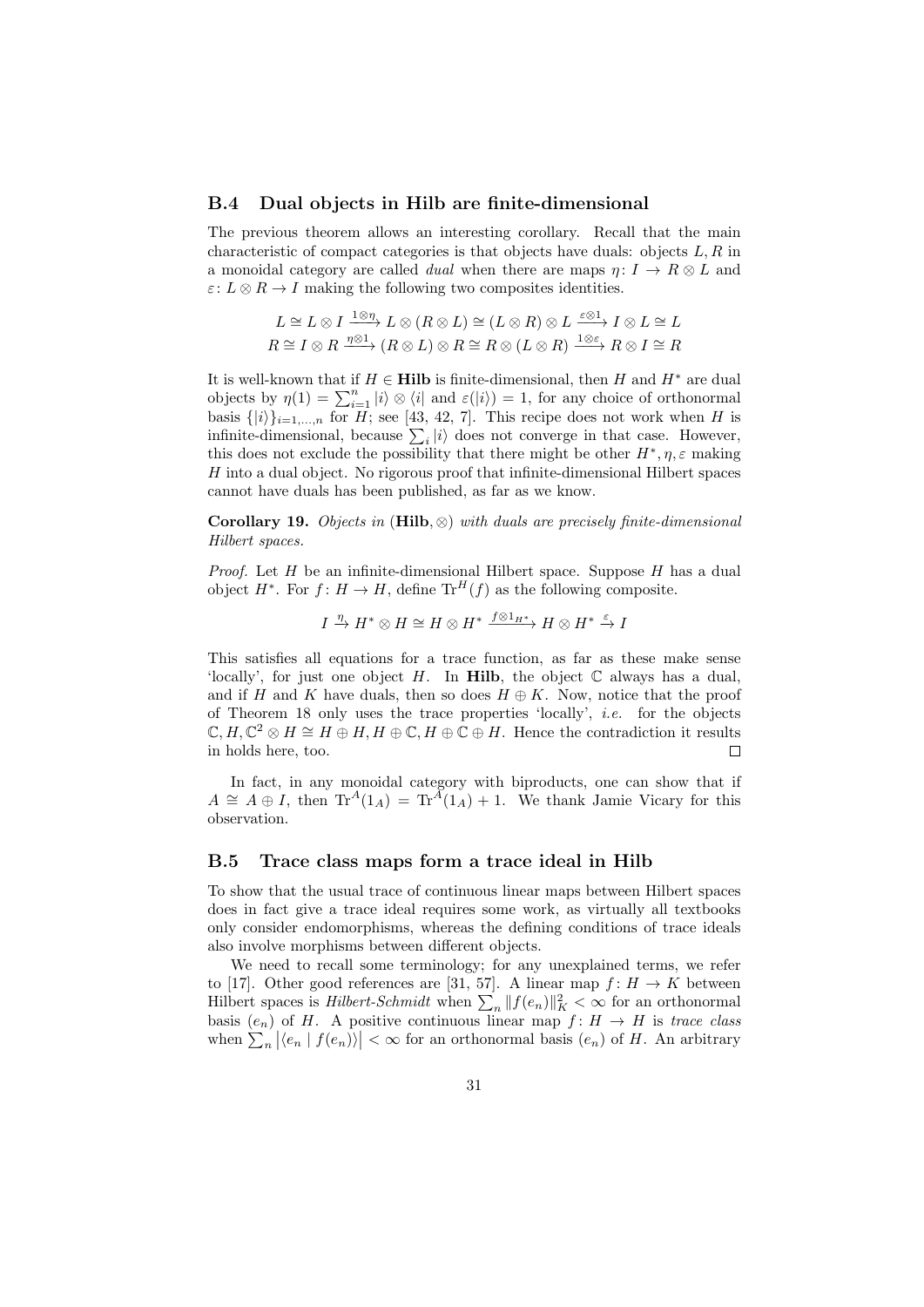### B.4 Dual objects in Hilb are finite-dimensional

The previous theorem allows an interesting corollary. Recall that the main characteristic of compact categories is that objects have duals: objects $L, R$ in a monoidal category are called *dual* when there are maps $\eta\colon I \to R \otimes L$ and $\varepsilon\colon L \otimes R \to I$ making the following two composites identities.

$$L \cong L \otimes I \xrightarrow{1 \otimes \eta} L \otimes (R \otimes L) \cong (L \otimes R) \otimes L \xrightarrow{\varepsilon \otimes 1} I \otimes L \cong L$$
$$R \cong I \otimes R \xrightarrow{\eta \otimes 1} (R \otimes L) \otimes R \cong R \otimes (L \otimes R) \xrightarrow{1 \otimes \varepsilon} R \otimes I \cong R$$

It is well-known that if $H \in \mathbf{Hilb}$ is finite-dimensional, then $H$ and $H^*$ are dual objects by $\eta(1) = \sum_{i=1}^{n} |i\rangle \otimes \langle i|$ and $\varepsilon(|i\rangle) = 1$, for any choice of orthonormal basis $\{|i\rangle\}_{i=1,\ldots,n}$ for $H$; see [43, 42, 7]. This recipe does not work when $H$ is infinite-dimensional, because $\sum_i |i\rangle$ does not converge in that case. However, this does not exclude the possibility that there might be other $H^*, \eta, \varepsilon$ making $H$ into a dual object. No rigorous proof that infinite-dimensional Hilbert spaces cannot have duals has been published, as far as we know.

**Corollary 19.** *Objects in* $(\mathbf{Hilb}, \otimes)$ *with duals are precisely finite-dimensional Hilbert spaces.*

*Proof.* Let $H$ be an infinite-dimensional Hilbert space. Suppose $H$ has a dual object $H^*$. For $f\colon H \to H$, define $\mathrm{Tr}^H(f)$ as the following composite.

$$I \xrightarrow{\eta} H^* \otimes H \cong H \otimes H^* \xrightarrow{f \otimes 1_{H^*}} H \otimes H^* \xrightarrow{\varepsilon} I$$

This satisfies all equations for a trace function, as far as these make sense 'locally', for just one object $H$. In $\mathbf{Hilb}$, the object $\mathbb{C}$ always has a dual, and if $H$ and $K$ have duals, then so does $H \oplus K$. Now, notice that the proof of Theorem 18 only uses the trace properties 'locally', *i.e.* for the objects $\mathbb{C}, H, \mathbb{C}^2 \otimes H \cong H \oplus H, H \oplus \mathbb{C}, H \oplus \mathbb{C} \oplus H$. Hence the contradiction it results in holds here, too. $\square$

In fact, in any monoidal category with biproducts, one can show that if $A \cong A \oplus I$, then $\mathrm{Tr}^A(1_A) = \mathrm{Tr}^A(1_A) + 1$. We thank Jamie Vicary for this observation.

### B.5 Trace class maps form a trace ideal in Hilb

To show that the usual trace of continuous linear maps between Hilbert spaces does in fact give a trace ideal requires some work, as virtually all textbooks only consider endomorphisms, whereas the defining conditions of trace ideals also involve morphisms between different objects.

We need to recall some terminology; for any unexplained terms, we refer to [17]. Other good references are [31, 57]. A linear map $f\colon H \to K$ between Hilbert spaces is *Hilbert-Schmidt* when $\sum_n \|f(e_n)\|_K^2 < \infty$ for an orthonormal basis $(e_n)$ of $H$. A positive continuous linear map $f\colon H \to H$ is *trace class* when $\sum_n |\langle e_n \mid f(e_n)\rangle| < \infty$ for an orthonormal basis $(e_n)$ of $H$. An arbitrary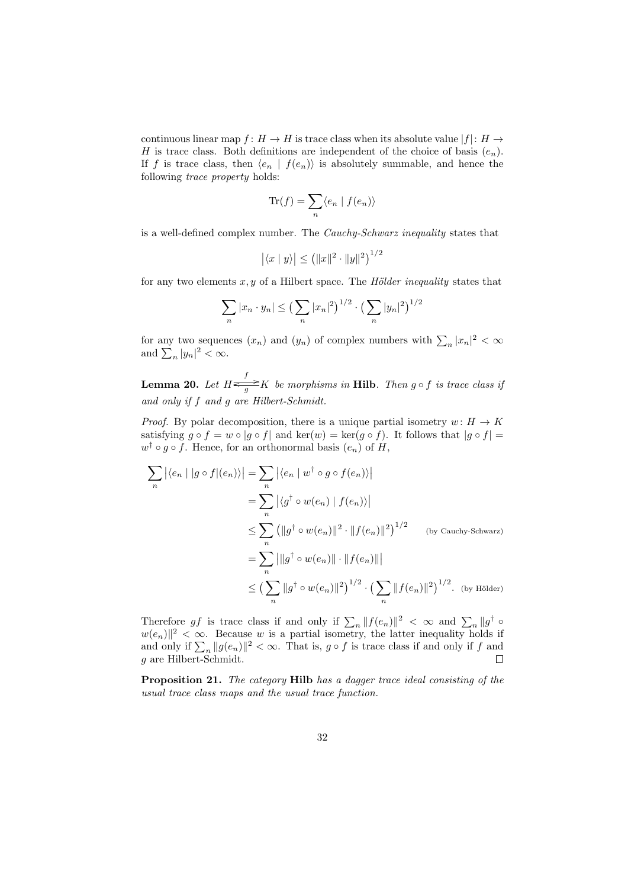continuous linear map $f\colon H \to H$ is trace class when its absolute value $|f|\colon H \to H$ is trace class. Both definitions are independent of the choice of basis $(e_n)$. If $f$ is trace class, then $\langle e_n \mid f(e_n)\rangle$ is absolutely summable, and hence the following *trace property* holds:

$$\mathrm{Tr}(f) = \sum_n \langle e_n \mid f(e_n)\rangle$$

is a well-defined complex number. The *Cauchy-Schwarz inequality* states that

$$\big|\langle x \mid y\rangle\big| \leq \big(\|x\|^2 \cdot \|y\|^2\big)^{1/2}$$

for any two elements $x, y$ of a Hilbert space. The *Hölder inequality* states that

$$\sum_n |x_n \cdot y_n| \leq \big(\sum_n |x_n|^2\big)^{1/2} \cdot \big(\sum_n |y_n|^2\big)^{1/2}$$

for any two sequences $(x_n)$ and $(y_n)$ of complex numbers with $\sum_n |x_n|^2 < \infty$ and $\sum_n |y_n|^2 < \infty$.

**Lemma 20.** *Let $H \underset{g}{\overset{f}{\rightleftarrows}} K$ be morphisms in* **Hilb**. *Then $g \circ f$ is trace class if and only if $f$ and $g$ are Hilbert-Schmidt.*

*Proof.* By polar decomposition, there is a unique partial isometry $w\colon H \to K$ satisfying $g \circ f = w \circ |g \circ f|$ and $\ker(w) = \ker(g \circ f)$. It follows that $|g \circ f| = w^\dagger \circ g \circ f$. Hence, for an orthonormal basis $(e_n)$ of $H$,

$$\begin{aligned}
\sum_n \big|\langle e_n \mid |g \circ f|(e_n)\rangle\big| &= \sum_n \big|\langle e_n \mid w^\dagger \circ g \circ f(e_n)\rangle\big| \\
&= \sum_n \big|\langle g^\dagger \circ w(e_n) \mid f(e_n)\rangle\big| \\
&\leq \sum_n \big(\|g^\dagger \circ w(e_n)\|^2 \cdot \|f(e_n)\|^2\big)^{1/2} \qquad \text{(by Cauchy-Schwarz)} \\
&= \sum_n \big|\|g^\dagger \circ w(e_n)\| \cdot \|f(e_n)\|\big| \\
&\leq \big(\sum_n \|g^\dagger \circ w(e_n)\|^2\big)^{1/2} \cdot \big(\sum_n \|f(e_n)\|^2\big)^{1/2}. \quad \text{(by Hölder)}
\end{aligned}$$

Therefore $gf$ is trace class if and only if $\sum_n \|f(e_n)\|^2 < \infty$ and $\sum_n \|g^\dagger \circ w(e_n)\|^2 < \infty$. Because $w$ is a partial isometry, the latter inequality holds if and only if $\sum_n \|g(e_n)\|^2 < \infty$. That is, $g \circ f$ is trace class if and only if $f$ and $g$ are Hilbert-Schmidt. $\square$

**Proposition 21.** *The category* **Hilb** *has a dagger trace ideal consisting of the usual trace class maps and the usual trace function.*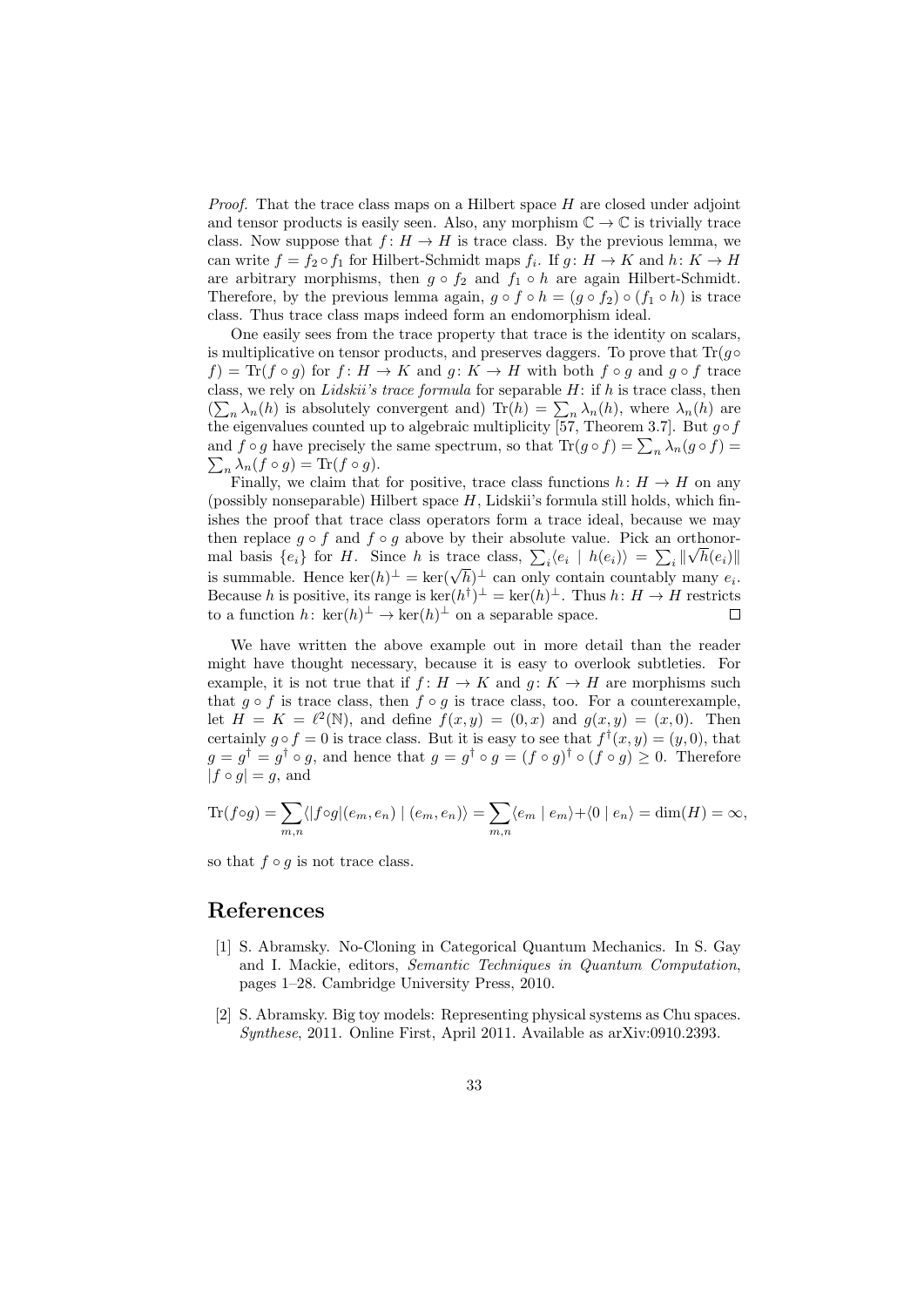*Proof.* That the trace class maps on a Hilbert space $H$ are closed under adjoint and tensor products is easily seen. Also, any morphism $\mathbb{C} \to \mathbb{C}$ is trivially trace class. Now suppose that $f\colon H \to H$ is trace class. By the previous lemma, we can write $f = f_2 \circ f_1$ for Hilbert-Schmidt maps $f_i$. If $g\colon H \to K$ and $h\colon K \to H$ are arbitrary morphisms, then $g \circ f_2$ and $f_1 \circ h$ are again Hilbert-Schmidt. Therefore, by the previous lemma again, $g \circ f \circ h = (g \circ f_2) \circ (f_1 \circ h)$ is trace class. Thus trace class maps indeed form an endomorphism ideal.

One easily sees from the trace property that trace is the identity on scalars, is multiplicative on tensor products, and preserves daggers. To prove that $\mathrm{Tr}(g \circ f) = \mathrm{Tr}(f \circ g)$ for $f\colon H \to K$ and $g\colon K \to H$ with both $f \circ g$ and $g \circ f$ trace class, we rely on *Lidskii's trace formula* for separable $H$: if $h$ is trace class, then ($\sum_n \lambda_n(h)$ is absolutely convergent and) $\mathrm{Tr}(h) = \sum_n \lambda_n(h)$, where $\lambda_n(h)$ are the eigenvalues counted up to algebraic multiplicity [57, Theorem 3.7]. But $g \circ f$ and $f \circ g$ have precisely the same spectrum, so that $\mathrm{Tr}(g \circ f) = \sum_n \lambda_n(g \circ f) = \sum_n \lambda_n(f \circ g) = \mathrm{Tr}(f \circ g)$.

Finally, we claim that for positive, trace class functions $h\colon H \to H$ on any (possibly nonseparable) Hilbert space $H$, Lidskii's formula still holds, which finishes the proof that trace class operators form a trace ideal, because we may then replace $g \circ f$ and $f \circ g$ above by their absolute value. Pick an orthonormal basis $\{e_i\}$ for $H$. Since $h$ is trace class, $\sum_i \langle e_i \mid h(e_i)\rangle = \sum_i \|\sqrt{h}(e_i)\|$ is summable. Hence $\ker(h)^\perp = \ker(\sqrt{h})^\perp$ can only contain countably many $e_i$. Because $h$ is positive, its range is $\ker(h^\dagger)^\perp = \ker(h)^\perp$. Thus $h\colon H \to H$ restricts to a function $h\colon \ker(h)^\perp \to \ker(h)^\perp$ on a separable space. $\square$

We have written the above example out in more detail than the reader might have thought necessary, because it is easy to overlook subtleties. For example, it is not true that if $f\colon H \to K$ and $g\colon K \to H$ are morphisms such that $g \circ f$ is trace class, then $f \circ g$ is trace class, too. For a counterexample, let $H = K = \ell^2(\mathbb{N})$, and define $f(x, y) = (0, x)$ and $g(x, y) = (x, 0)$. Then certainly $g \circ f = 0$ is trace class. But it is easy to see that $f^\dagger(x, y) = (y, 0)$, that $g = g^\dagger = g^\dagger \circ g$, and hence that $g = g^\dagger \circ g = (f \circ g)^\dagger \circ (f \circ g) \geq 0$. Therefore $|f \circ g| = g$, and

$$\mathrm{Tr}(f \circ g) = \sum_{m,n} \langle |f \circ g|(e_m, e_n) \mid (e_m, e_n)\rangle = \sum_{m,n} \langle e_m \mid e_m\rangle + \langle 0 \mid e_n\rangle = \dim(H) = \infty,$$

so that $f \circ g$ is not trace class.

## References

[1] S. Abramsky. No-Cloning in Categorical Quantum Mechanics. In S. Gay and I. Mackie, editors, *Semantic Techniques in Quantum Computation*, pages 1–28. Cambridge University Press, 2010.

[2] S. Abramsky. Big toy models: Representing physical systems as Chu spaces. *Synthese*, 2011. Online First, April 2011. Available as arXiv:0910.2393.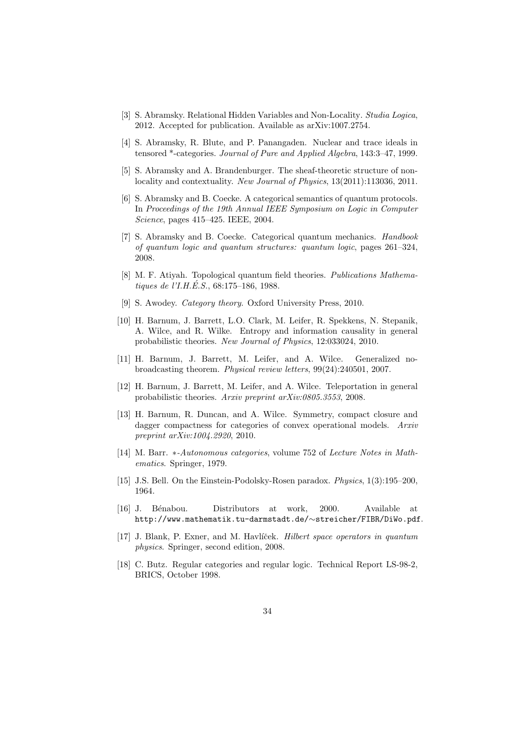[3] S. Abramsky. Relational Hidden Variables and Non-Locality. *Studia Logica*, 2012. Accepted for publication. Available as arXiv:1007.2754.

[4] S. Abramsky, R. Blute, and P. Panangaden. Nuclear and trace ideals in tensored *-categories. *Journal of Pure and Applied Algebra*, 143:3–47, 1999.

[5] S. Abramsky and A. Brandenburger. The sheaf-theoretic structure of non-locality and contextuality. *New Journal of Physics*, 13(2011):113036, 2011.

[6] S. Abramsky and B. Coecke. A categorical semantics of quantum protocols. In *Proceedings of the 19th Annual IEEE Symposium on Logic in Computer Science*, pages 415–425. IEEE, 2004.

[7] S. Abramsky and B. Coecke. Categorical quantum mechanics. *Handbook of quantum logic and quantum structures: quantum logic*, pages 261–324, 2008.

[8] M. F. Atiyah. Topological quantum field theories. *Publications Mathematiques de l'I.H.É.S.*, 68:175–186, 1988.

[9] S. Awodey. *Category theory*. Oxford University Press, 2010.

[10] H. Barnum, J. Barrett, L.O. Clark, M. Leifer, R. Spekkens, N. Stepanik, A. Wilce, and R. Wilke. Entropy and information causality in general probabilistic theories. *New Journal of Physics*, 12:033024, 2010.

[11] H. Barnum, J. Barrett, M. Leifer, and A. Wilce. Generalized no-broadcasting theorem. *Physical review letters*, 99(24):240501, 2007.

[12] H. Barnum, J. Barrett, M. Leifer, and A. Wilce. Teleportation in general probabilistic theories. *Arxiv preprint arXiv:0805.3553*, 2008.

[13] H. Barnum, R. Duncan, and A. Wilce. Symmetry, compact closure and dagger compactness for categories of convex operational models. *Arxiv preprint arXiv:1004.2920*, 2010.

[14] M. Barr. *∗-Autonomous categories*, volume 752 of *Lecture Notes in Mathematics*. Springer, 1979.

[15] J.S. Bell. On the Einstein-Podolsky-Rosen paradox. *Physics*, 1(3):195–200, 1964.

[16] J. Bénabou. Distributors at work, 2000. Available at `http://www.mathematik.tu-darmstadt.de/~streicher/FIBR/DiWo.pdf`.

[17] J. Blank, P. Exner, and M. Havlíček. *Hilbert space operators in quantum physics*. Springer, second edition, 2008.

[18] C. Butz. Regular categories and regular logic. Technical Report LS-98-2, BRICS, October 1998.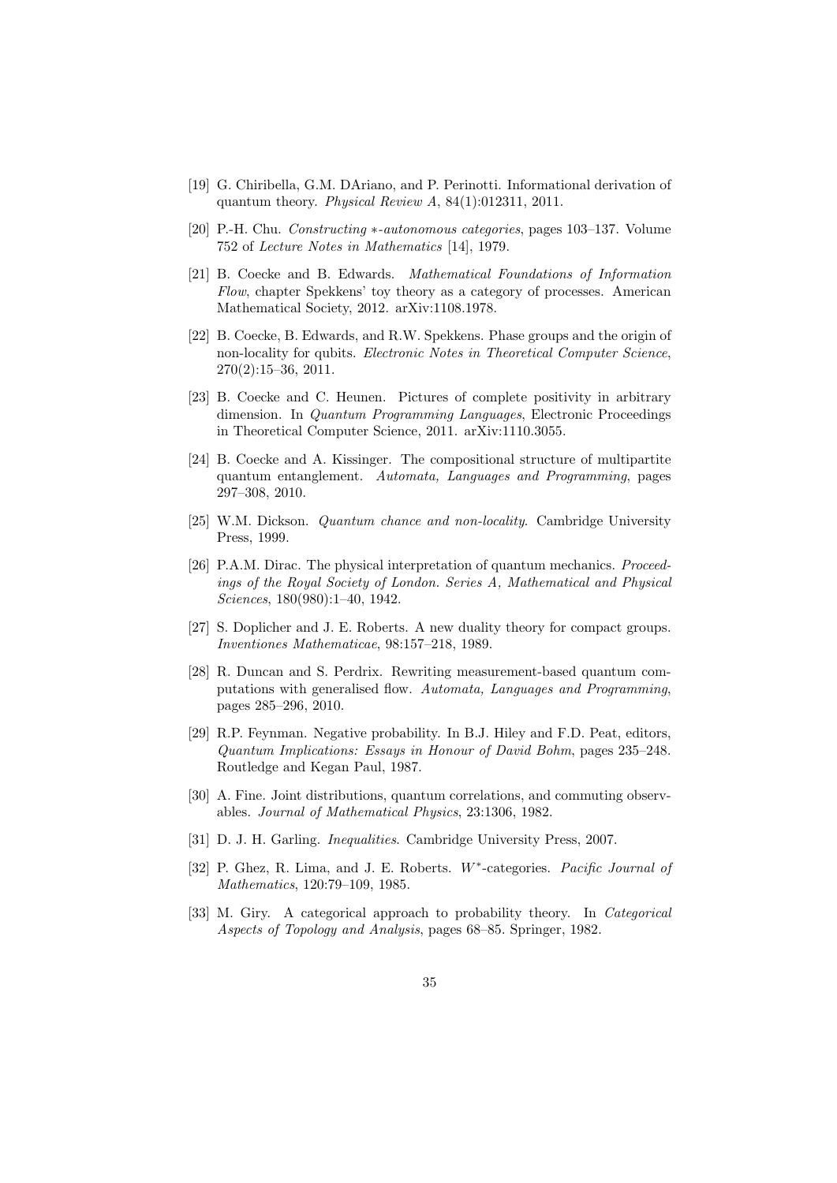[19] G. Chiribella, G.M. DAriano, and P. Perinotti. Informational derivation of quantum theory. *Physical Review A*, 84(1):012311, 2011.

[20] P.-H. Chu. *Constructing $*$-autonomous categories*, pages 103–137. Volume 752 of *Lecture Notes in Mathematics* [14], 1979.

[21] B. Coecke and B. Edwards. *Mathematical Foundations of Information Flow*, chapter Spekkens' toy theory as a category of processes. American Mathematical Society, 2012. arXiv:1108.1978.

[22] B. Coecke, B. Edwards, and R.W. Spekkens. Phase groups and the origin of non-locality for qubits. *Electronic Notes in Theoretical Computer Science*, 270(2):15–36, 2011.

[23] B. Coecke and C. Heunen. Pictures of complete positivity in arbitrary dimension. In *Quantum Programming Languages*, Electronic Proceedings in Theoretical Computer Science, 2011. arXiv:1110.3055.

[24] B. Coecke and A. Kissinger. The compositional structure of multipartite quantum entanglement. *Automata, Languages and Programming*, pages 297–308, 2010.

[25] W.M. Dickson. *Quantum chance and non-locality*. Cambridge University Press, 1999.

[26] P.A.M. Dirac. The physical interpretation of quantum mechanics. *Proceedings of the Royal Society of London. Series A, Mathematical and Physical Sciences*, 180(980):1–40, 1942.

[27] S. Doplicher and J. E. Roberts. A new duality theory for compact groups. *Inventiones Mathematicae*, 98:157–218, 1989.

[28] R. Duncan and S. Perdrix. Rewriting measurement-based quantum computations with generalised flow. *Automata, Languages and Programming*, pages 285–296, 2010.

[29] R.P. Feynman. Negative probability. In B.J. Hiley and F.D. Peat, editors, *Quantum Implications: Essays in Honour of David Bohm*, pages 235–248. Routledge and Kegan Paul, 1987.

[30] A. Fine. Joint distributions, quantum correlations, and commuting observables. *Journal of Mathematical Physics*, 23:1306, 1982.

[31] D. J. H. Garling. *Inequalities*. Cambridge University Press, 2007.

[32] P. Ghez, R. Lima, and J. E. Roberts. $W^*$-categories. *Pacific Journal of Mathematics*, 120:79–109, 1985.

[33] M. Giry. A categorical approach to probability theory. In *Categorical Aspects of Topology and Analysis*, pages 68–85. Springer, 1982.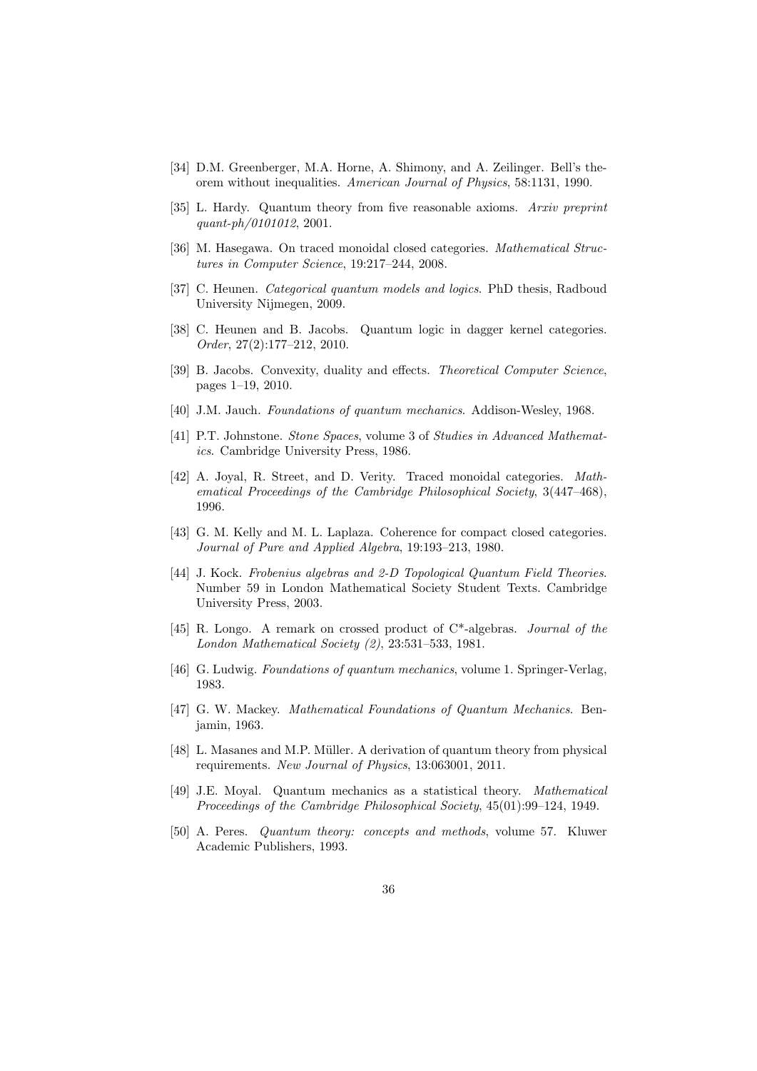[34] D.M. Greenberger, M.A. Horne, A. Shimony, and A. Zeilinger. Bell's theorem without inequalities. *American Journal of Physics*, 58:1131, 1990.

[35] L. Hardy. Quantum theory from five reasonable axioms. *Arxiv preprint quant-ph/0101012*, 2001.

[36] M. Hasegawa. On traced monoidal closed categories. *Mathematical Structures in Computer Science*, 19:217–244, 2008.

[37] C. Heunen. *Categorical quantum models and logics*. PhD thesis, Radboud University Nijmegen, 2009.

[38] C. Heunen and B. Jacobs. Quantum logic in dagger kernel categories. *Order*, 27(2):177–212, 2010.

[39] B. Jacobs. Convexity, duality and effects. *Theoretical Computer Science*, pages 1–19, 2010.

[40] J.M. Jauch. *Foundations of quantum mechanics*. Addison-Wesley, 1968.

[41] P.T. Johnstone. *Stone Spaces*, volume 3 of *Studies in Advanced Mathematics*. Cambridge University Press, 1986.

[42] A. Joyal, R. Street, and D. Verity. Traced monoidal categories. *Mathematical Proceedings of the Cambridge Philosophical Society*, 3(447–468), 1996.

[43] G. M. Kelly and M. L. Laplaza. Coherence for compact closed categories. *Journal of Pure and Applied Algebra*, 19:193–213, 1980.

[44] J. Kock. *Frobenius algebras and 2-D Topological Quantum Field Theories*. Number 59 in London Mathematical Society Student Texts. Cambridge University Press, 2003.

[45] R. Longo. A remark on crossed product of C*-algebras. *Journal of the London Mathematical Society (2)*, 23:531–533, 1981.

[46] G. Ludwig. *Foundations of quantum mechanics*, volume 1. Springer-Verlag, 1983.

[47] G. W. Mackey. *Mathematical Foundations of Quantum Mechanics*. Benjamin, 1963.

[48] L. Masanes and M.P. Müller. A derivation of quantum theory from physical requirements. *New Journal of Physics*, 13:063001, 2011.

[49] J.E. Moyal. Quantum mechanics as a statistical theory. *Mathematical Proceedings of the Cambridge Philosophical Society*, 45(01):99–124, 1949.

[50] A. Peres. *Quantum theory: concepts and methods*, volume 57. Kluwer Academic Publishers, 1993.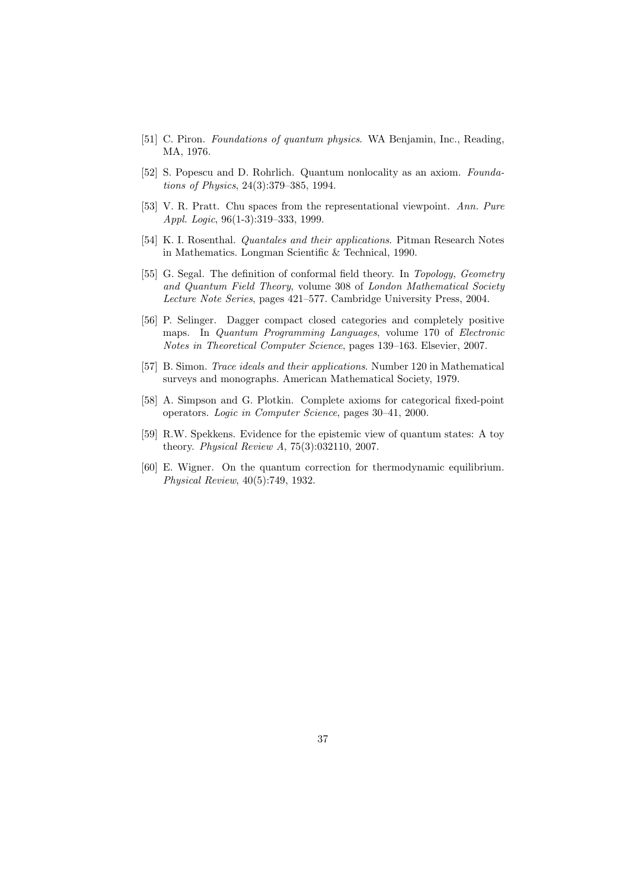[51] C. Piron. *Foundations of quantum physics*. WA Benjamin, Inc., Reading, MA, 1976.

[52] S. Popescu and D. Rohrlich. Quantum nonlocality as an axiom. *Foundations of Physics*, 24(3):379–385, 1994.

[53] V. R. Pratt. Chu spaces from the representational viewpoint. *Ann. Pure Appl. Logic*, 96(1-3):319–333, 1999.

[54] K. I. Rosenthal. *Quantales and their applications*. Pitman Research Notes in Mathematics. Longman Scientific & Technical, 1990.

[55] G. Segal. The definition of conformal field theory. In *Topology, Geometry and Quantum Field Theory*, volume 308 of *London Mathematical Society Lecture Note Series*, pages 421–577. Cambridge University Press, 2004.

[56] P. Selinger. Dagger compact closed categories and completely positive maps. In *Quantum Programming Languages*, volume 170 of *Electronic Notes in Theoretical Computer Science*, pages 139–163. Elsevier, 2007.

[57] B. Simon. *Trace ideals and their applications*. Number 120 in Mathematical surveys and monographs. American Mathematical Society, 1979.

[58] A. Simpson and G. Plotkin. Complete axioms for categorical fixed-point operators. *Logic in Computer Science*, pages 30–41, 2000.

[59] R.W. Spekkens. Evidence for the epistemic view of quantum states: A toy theory. *Physical Review A*, 75(3):032110, 2007.

[60] E. Wigner. On the quantum correction for thermodynamic equilibrium. *Physical Review*, 40(5):749, 1932.